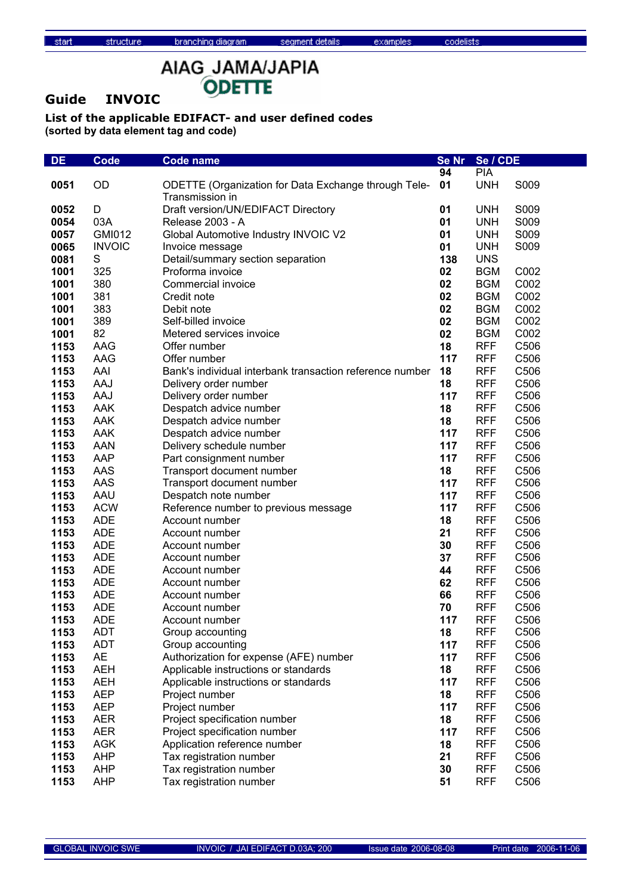AIAG JAMA/JAPIA ODETTE

## Guide INVOIC

### List of the applicable EDIFACT- and user defined codes
**(sorted by data element tag and code)**

| DE | Code | Code name | Se Nr | Se / CDE | |
|---|---|---|---|---|---|
| | | | 94 | PIA | |
| 0051 | OD | ODETTE (Organization for Data Exchange through Tele-Transmission in | 01 | UNH | S009 |
| 0052 | D | Draft version/UN/EDIFACT Directory | 01 | UNH | S009 |
| 0054 | 03A | Release 2003 - A | 01 | UNH | S009 |
| 0057 | GMI012 | Global Automotive Industry INVOIC V2 | 01 | UNH | S009 |
| 0065 | INVOIC | Invoice message | 01 | UNH | S009 |
| 0081 | S | Detail/summary section separation | 138 | UNS | |
| 1001 | 325 | Proforma invoice | 02 | BGM | C002 |
| 1001 | 380 | Commercial invoice | 02 | BGM | C002 |
| 1001 | 381 | Credit note | 02 | BGM | C002 |
| 1001 | 383 | Debit note | 02 | BGM | C002 |
| 1001 | 389 | Self-billed invoice | 02 | BGM | C002 |
| 1001 | 82 | Metered services invoice | 02 | BGM | C002 |
| 1153 | AAG | Offer number | 18 | RFF | C506 |
| 1153 | AAG | Offer number | 117 | RFF | C506 |
| 1153 | AAI | Bank's individual interbank transaction reference number | 18 | RFF | C506 |
| 1153 | AAJ | Delivery order number | 18 | RFF | C506 |
| 1153 | AAJ | Delivery order number | 117 | RFF | C506 |
| 1153 | AAK | Despatch advice number | 18 | RFF | C506 |
| 1153 | AAK | Despatch advice number | 18 | RFF | C506 |
| 1153 | AAK | Despatch advice number | 117 | RFF | C506 |
| 1153 | AAN | Delivery schedule number | 117 | RFF | C506 |
| 1153 | AAP | Part consignment number | 117 | RFF | C506 |
| 1153 | AAS | Transport document number | 18 | RFF | C506 |
| 1153 | AAS | Transport document number | 117 | RFF | C506 |
| 1153 | AAU | Despatch note number | 117 | RFF | C506 |
| 1153 | ACW | Reference number to previous message | 117 | RFF | C506 |
| 1153 | ADE | Account number | 18 | RFF | C506 |
| 1153 | ADE | Account number | 21 | RFF | C506 |
| 1153 | ADE | Account number | 30 | RFF | C506 |
| 1153 | ADE | Account number | 37 | RFF | C506 |
| 1153 | ADE | Account number | 44 | RFF | C506 |
| 1153 | ADE | Account number | 62 | RFF | C506 |
| 1153 | ADE | Account number | 66 | RFF | C506 |
| 1153 | ADE | Account number | 70 | RFF | C506 |
| 1153 | ADE | Account number | 117 | RFF | C506 |
| 1153 | ADT | Group accounting | 18 | RFF | C506 |
| 1153 | ADT | Group accounting | 117 | RFF | C506 |
| 1153 | AE | Authorization for expense (AFE) number | 117 | RFF | C506 |
| 1153 | AEH | Applicable instructions or standards | 18 | RFF | C506 |
| 1153 | AEH | Applicable instructions or standards | 117 | RFF | C506 |
| 1153 | AEP | Project number | 18 | RFF | C506 |
| 1153 | AEP | Project number | 117 | RFF | C506 |
| 1153 | AER | Project specification number | 18 | RFF | C506 |
| 1153 | AER | Project specification number | 117 | RFF | C506 |
| 1153 | AGK | Application reference number | 18 | RFF | C506 |
| 1153 | AHP | Tax registration number | 21 | RFF | C506 |
| 1153 | AHP | Tax registration number | 30 | RFF | C506 |
| 1153 | AHP | Tax registration number | 51 | RFF | C506 |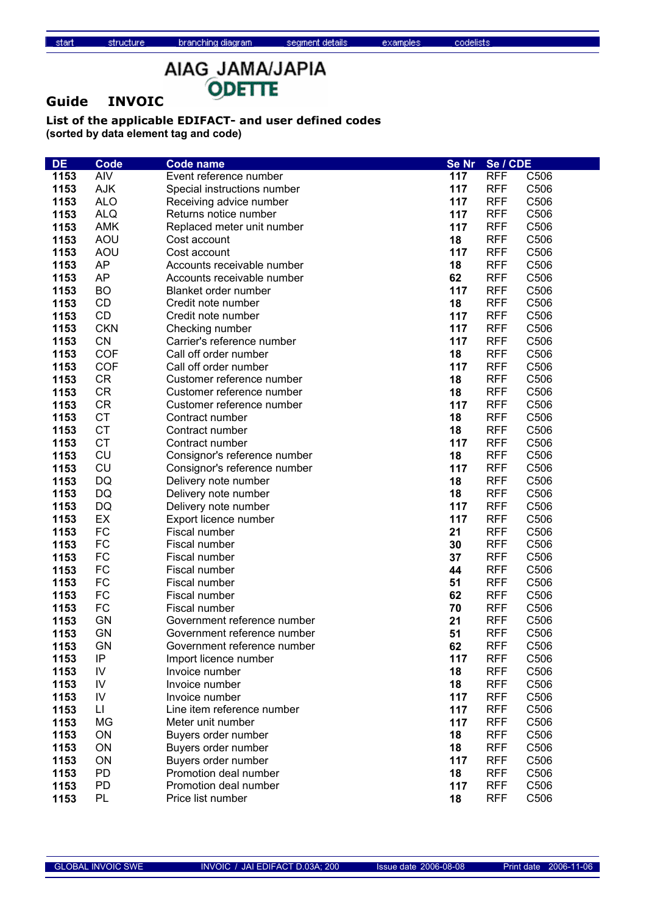## Guide INVOIC

AIAG JAMA/JAPIA ODETTE

**List of the applicable EDIFACT- and user defined codes**
**(sorted by data element tag and code)**

| DE | Code | Code name | Se Nr | Se / CDE | |
|---|---|---|---|---|---|
| 1153 | AIV | Event reference number | 117 | RFF | C506 |
| 1153 | AJK | Special instructions number | 117 | RFF | C506 |
| 1153 | ALO | Receiving advice number | 117 | RFF | C506 |
| 1153 | ALQ | Returns notice number | 117 | RFF | C506 |
| 1153 | AMK | Replaced meter unit number | 117 | RFF | C506 |
| 1153 | AOU | Cost account | 18 | RFF | C506 |
| 1153 | AOU | Cost account | 117 | RFF | C506 |
| 1153 | AP | Accounts receivable number | 18 | RFF | C506 |
| 1153 | AP | Accounts receivable number | 62 | RFF | C506 |
| 1153 | BO | Blanket order number | 117 | RFF | C506 |
| 1153 | CD | Credit note number | 18 | RFF | C506 |
| 1153 | CD | Credit note number | 117 | RFF | C506 |
| 1153 | CKN | Checking number | 117 | RFF | C506 |
| 1153 | CN | Carrier's reference number | 117 | RFF | C506 |
| 1153 | COF | Call off order number | 18 | RFF | C506 |
| 1153 | COF | Call off order number | 117 | RFF | C506 |
| 1153 | CR | Customer reference number | 18 | RFF | C506 |
| 1153 | CR | Customer reference number | 18 | RFF | C506 |
| 1153 | CR | Customer reference number | 117 | RFF | C506 |
| 1153 | CT | Contract number | 18 | RFF | C506 |
| 1153 | CT | Contract number | 18 | RFF | C506 |
| 1153 | CT | Contract number | 117 | RFF | C506 |
| 1153 | CU | Consignor's reference number | 18 | RFF | C506 |
| 1153 | CU | Consignor's reference number | 117 | RFF | C506 |
| 1153 | DQ | Delivery note number | 18 | RFF | C506 |
| 1153 | DQ | Delivery note number | 18 | RFF | C506 |
| 1153 | DQ | Delivery note number | 117 | RFF | C506 |
| 1153 | EX | Export licence number | 117 | RFF | C506 |
| 1153 | FC | Fiscal number | 21 | RFF | C506 |
| 1153 | FC | Fiscal number | 30 | RFF | C506 |
| 1153 | FC | Fiscal number | 37 | RFF | C506 |
| 1153 | FC | Fiscal number | 44 | RFF | C506 |
| 1153 | FC | Fiscal number | 51 | RFF | C506 |
| 1153 | FC | Fiscal number | 62 | RFF | C506 |
| 1153 | FC | Fiscal number | 70 | RFF | C506 |
| 1153 | GN | Government reference number | 21 | RFF | C506 |
| 1153 | GN | Government reference number | 51 | RFF | C506 |
| 1153 | GN | Government reference number | 62 | RFF | C506 |
| 1153 | IP | Import licence number | 117 | RFF | C506 |
| 1153 | IV | Invoice number | 18 | RFF | C506 |
| 1153 | IV | Invoice number | 18 | RFF | C506 |
| 1153 | IV | Invoice number | 117 | RFF | C506 |
| 1153 | LI | Line item reference number | 117 | RFF | C506 |
| 1153 | MG | Meter unit number | 117 | RFF | C506 |
| 1153 | ON | Buyers order number | 18 | RFF | C506 |
| 1153 | ON | Buyers order number | 18 | RFF | C506 |
| 1153 | ON | Buyers order number | 117 | RFF | C506 |
| 1153 | PD | Promotion deal number | 18 | RFF | C506 |
| 1153 | PD | Promotion deal number | 117 | RFF | C506 |
| 1153 | PL | Price list number | 18 | RFF | C506 |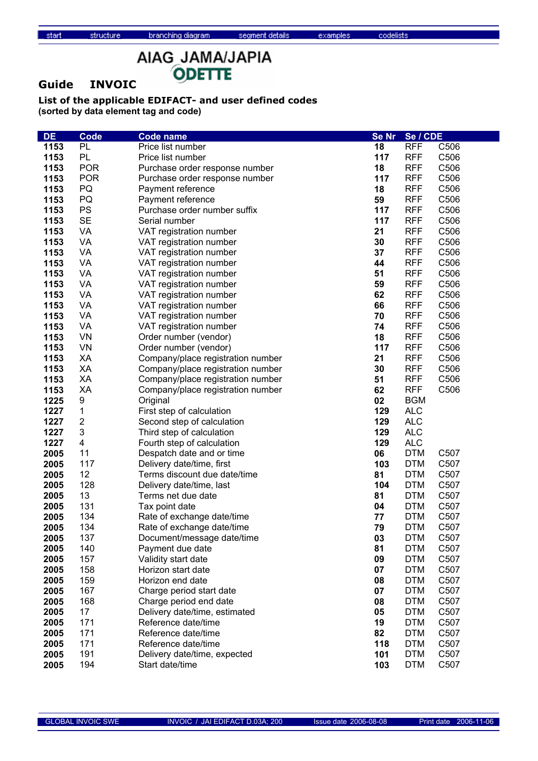## Guide INVOIC

AIAG JAMA/JAPIA ODETTE

**List of the applicable EDIFACT- and user defined codes**
**(sorted by data element tag and code)**

| DE | Code | Code name | Se Nr | Se | CDE |
|---|---|---|---|---|---|
| 1153 | PL | Price list number | 18 | RFF | C506 |
| 1153 | PL | Price list number | 117 | RFF | C506 |
| 1153 | POR | Purchase order response number | 18 | RFF | C506 |
| 1153 | POR | Purchase order response number | 117 | RFF | C506 |
| 1153 | PQ | Payment reference | 18 | RFF | C506 |
| 1153 | PQ | Payment reference | 59 | RFF | C506 |
| 1153 | PS | Purchase order number suffix | 117 | RFF | C506 |
| 1153 | SE | Serial number | 117 | RFF | C506 |
| 1153 | VA | VAT registration number | 21 | RFF | C506 |
| 1153 | VA | VAT registration number | 30 | RFF | C506 |
| 1153 | VA | VAT registration number | 37 | RFF | C506 |
| 1153 | VA | VAT registration number | 44 | RFF | C506 |
| 1153 | VA | VAT registration number | 51 | RFF | C506 |
| 1153 | VA | VAT registration number | 59 | RFF | C506 |
| 1153 | VA | VAT registration number | 62 | RFF | C506 |
| 1153 | VA | VAT registration number | 66 | RFF | C506 |
| 1153 | VA | VAT registration number | 70 | RFF | C506 |
| 1153 | VA | VAT registration number | 74 | RFF | C506 |
| 1153 | VN | Order number (vendor) | 18 | RFF | C506 |
| 1153 | VN | Order number (vendor) | 117 | RFF | C506 |
| 1153 | XA | Company/place registration number | 21 | RFF | C506 |
| 1153 | XA | Company/place registration number | 30 | RFF | C506 |
| 1153 | XA | Company/place registration number | 51 | RFF | C506 |
| 1153 | XA | Company/place registration number | 62 | RFF | C506 |
| 1225 | 9 | Original | 02 | BGM | |
| 1227 | 1 | First step of calculation | 129 | ALC | |
| 1227 | 2 | Second step of calculation | 129 | ALC | |
| 1227 | 3 | Third step of calculation | 129 | ALC | |
| 1227 | 4 | Fourth step of calculation | 129 | ALC | |
| 2005 | 11 | Despatch date and or time | 06 | DTM | C507 |
| 2005 | 117 | Delivery date/time, first | 103 | DTM | C507 |
| 2005 | 12 | Terms discount due date/time | 81 | DTM | C507 |
| 2005 | 128 | Delivery date/time, last | 104 | DTM | C507 |
| 2005 | 13 | Terms net due date | 81 | DTM | C507 |
| 2005 | 131 | Tax point date | 04 | DTM | C507 |
| 2005 | 134 | Rate of exchange date/time | 77 | DTM | C507 |
| 2005 | 134 | Rate of exchange date/time | 79 | DTM | C507 |
| 2005 | 137 | Document/message date/time | 03 | DTM | C507 |
| 2005 | 140 | Payment due date | 81 | DTM | C507 |
| 2005 | 157 | Validity start date | 09 | DTM | C507 |
| 2005 | 158 | Horizon start date | 07 | DTM | C507 |
| 2005 | 159 | Horizon end date | 08 | DTM | C507 |
| 2005 | 167 | Charge period start date | 07 | DTM | C507 |
| 2005 | 168 | Charge period end date | 08 | DTM | C507 |
| 2005 | 17 | Delivery date/time, estimated | 05 | DTM | C507 |
| 2005 | 171 | Reference date/time | 19 | DTM | C507 |
| 2005 | 171 | Reference date/time | 82 | DTM | C507 |
| 2005 | 171 | Reference date/time | 118 | DTM | C507 |
| 2005 | 191 | Delivery date/time, expected | 101 | DTM | C507 |
| 2005 | 194 | Start date/time | 103 | DTM | C507 |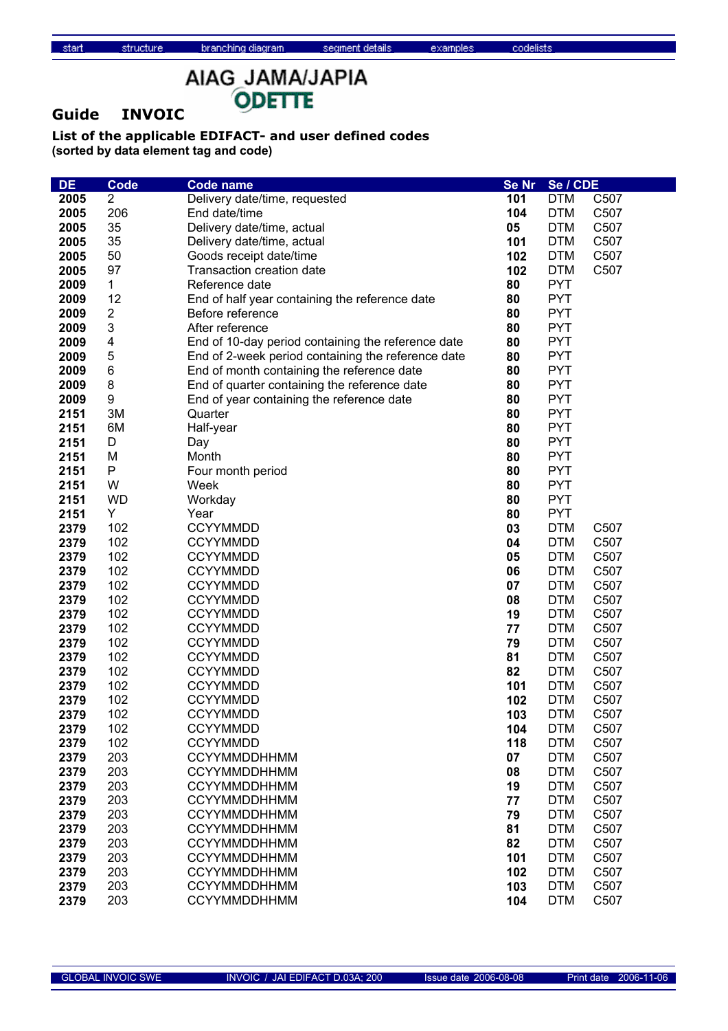start structure branching diagram segment details examples codelists

AIAG JAMA/JAPIA ODETTE

# Guide INVOIC

### List of the applicable EDIFACT- and user defined codes
**(sorted by data element tag and code)**

| DE | Code | Code name | Se Nr | Se / CDE | |
|---|---|---|---|---|---|
| **2005** | 2 | Delivery date/time, requested | **101** | DTM | C507 |
| **2005** | 206 | End date/time | **104** | DTM | C507 |
| **2005** | 35 | Delivery date/time, actual | **05** | DTM | C507 |
| **2005** | 35 | Delivery date/time, actual | **101** | DTM | C507 |
| **2005** | 50 | Goods receipt date/time | **102** | DTM | C507 |
| **2005** | 97 | Transaction creation date | **102** | DTM | C507 |
| **2009** | 1 | Reference date | **80** | PYT | |
| **2009** | 12 | End of half year containing the reference date | **80** | PYT | |
| **2009** | 2 | Before reference | **80** | PYT | |
| **2009** | 3 | After reference | **80** | PYT | |
| **2009** | 4 | End of 10-day period containing the reference date | **80** | PYT | |
| **2009** | 5 | End of 2-week period containing the reference date | **80** | PYT | |
| **2009** | 6 | End of month containing the reference date | **80** | PYT | |
| **2009** | 8 | End of quarter containing the reference date | **80** | PYT | |
| **2009** | 9 | End of year containing the reference date | **80** | PYT | |
| **2151** | 3M | Quarter | **80** | PYT | |
| **2151** | 6M | Half-year | **80** | PYT | |
| **2151** | D | Day | **80** | PYT | |
| **2151** | M | Month | **80** | PYT | |
| **2151** | P | Four month period | **80** | PYT | |
| **2151** | W | Week | **80** | PYT | |
| **2151** | WD | Workday | **80** | PYT | |
| **2151** | Y | Year | **80** | PYT | |
| **2379** | 102 | CCYYMMDD | **03** | DTM | C507 |
| **2379** | 102 | CCYYMMDD | **04** | DTM | C507 |
| **2379** | 102 | CCYYMMDD | **05** | DTM | C507 |
| **2379** | 102 | CCYYMMDD | **06** | DTM | C507 |
| **2379** | 102 | CCYYMMDD | **07** | DTM | C507 |
| **2379** | 102 | CCYYMMDD | **08** | DTM | C507 |
| **2379** | 102 | CCYYMMDD | **19** | DTM | C507 |
| **2379** | 102 | CCYYMMDD | **77** | DTM | C507 |
| **2379** | 102 | CCYYMMDD | **79** | DTM | C507 |
| **2379** | 102 | CCYYMMDD | **81** | DTM | C507 |
| **2379** | 102 | CCYYMMDD | **82** | DTM | C507 |
| **2379** | 102 | CCYYMMDD | **101** | DTM | C507 |
| **2379** | 102 | CCYYMMDD | **102** | DTM | C507 |
| **2379** | 102 | CCYYMMDD | **103** | DTM | C507 |
| **2379** | 102 | CCYYMMDD | **104** | DTM | C507 |
| **2379** | 102 | CCYYMMDD | **118** | DTM | C507 |
| **2379** | 203 | CCYYMMDDHHMM | **07** | DTM | C507 |
| **2379** | 203 | CCYYMMDDHHMM | **08** | DTM | C507 |
| **2379** | 203 | CCYYMMDDHHMM | **19** | DTM | C507 |
| **2379** | 203 | CCYYMMDDHHMM | **77** | DTM | C507 |
| **2379** | 203 | CCYYMMDDHHMM | **79** | DTM | C507 |
| **2379** | 203 | CCYYMMDDHHMM | **81** | DTM | C507 |
| **2379** | 203 | CCYYMMDDHHMM | **82** | DTM | C507 |
| **2379** | 203 | CCYYMMDDHHMM | **101** | DTM | C507 |
| **2379** | 203 | CCYYMMDDHHMM | **102** | DTM | C507 |
| **2379** | 203 | CCYYMMDDHHMM | **103** | DTM | C507 |
| **2379** | 203 | CCYYMMDDHHMM | **104** | DTM | C507 |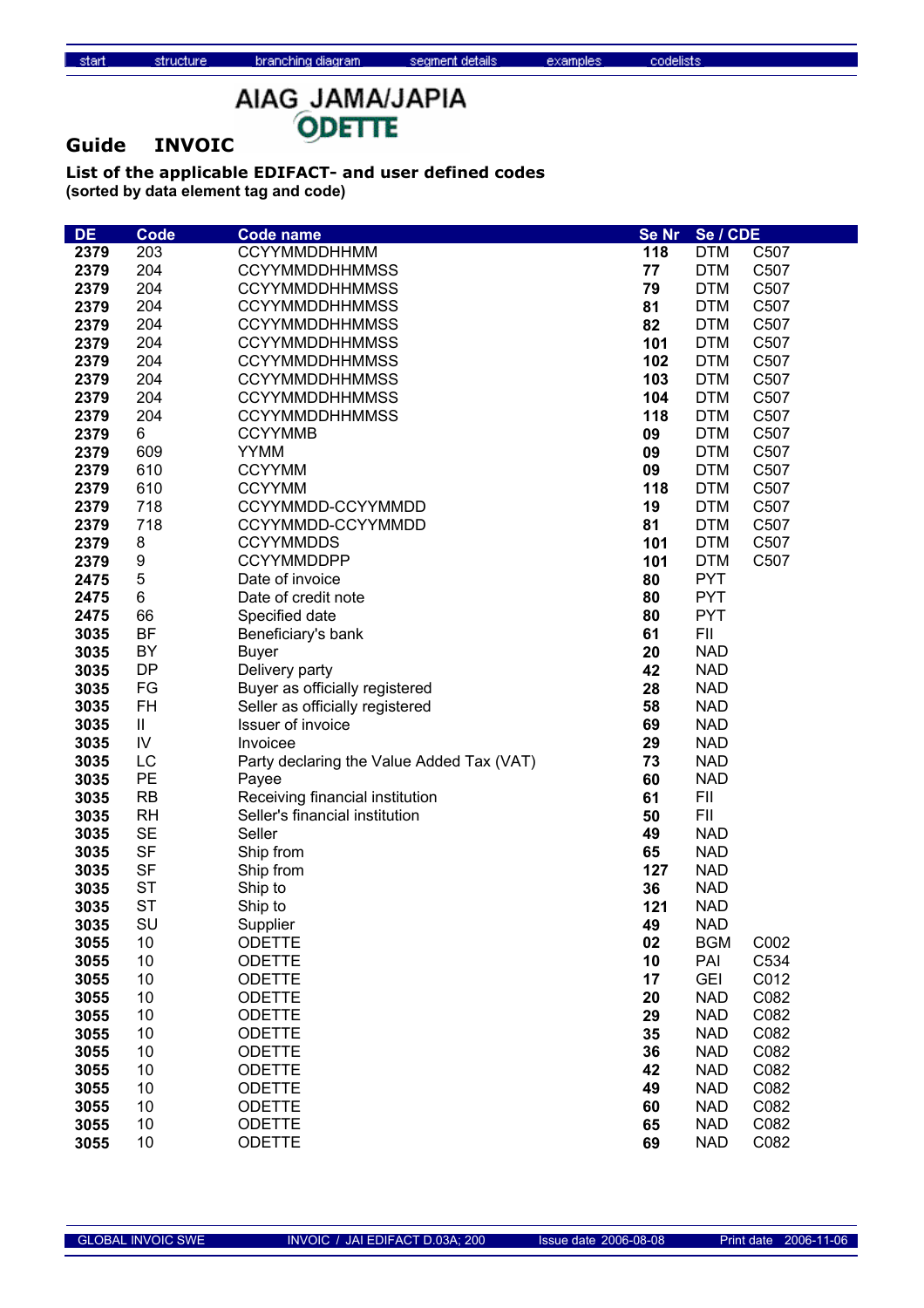## Guide INVOIC

### List of the applicable EDIFACT- and user defined codes
**(sorted by data element tag and code)**

| DE | Code | Code name | Se Nr | Se / CDE | |
|---|---|---|---|---|---|
| **2379** | 203 | CCYYMMDDHHMM | **118** | DTM | C507 |
| **2379** | 204 | CCYYMMDDHHMMSS | **77** | DTM | C507 |
| **2379** | 204 | CCYYMMDDHHMMSS | **79** | DTM | C507 |
| **2379** | 204 | CCYYMMDDHHMMSS | **81** | DTM | C507 |
| **2379** | 204 | CCYYMMDDHHMMSS | **82** | DTM | C507 |
| **2379** | 204 | CCYYMMDDHHMMSS | **101** | DTM | C507 |
| **2379** | 204 | CCYYMMDDHHMMSS | **102** | DTM | C507 |
| **2379** | 204 | CCYYMMDDHHMMSS | **103** | DTM | C507 |
| **2379** | 204 | CCYYMMDDHHMMSS | **104** | DTM | C507 |
| **2379** | 204 | CCYYMMDDHHMMSS | **118** | DTM | C507 |
| **2379** | 6 | CCYYMMB | **09** | DTM | C507 |
| **2379** | 609 | YYMM | **09** | DTM | C507 |
| **2379** | 610 | CCYYMM | **09** | DTM | C507 |
| **2379** | 610 | CCYYMM | **118** | DTM | C507 |
| **2379** | 718 | CCYYMMDD-CCYYMMDD | **19** | DTM | C507 |
| **2379** | 718 | CCYYMMDD-CCYYMMDD | **81** | DTM | C507 |
| **2379** | 8 | CCYYMMDDS | **101** | DTM | C507 |
| **2379** | 9 | CCYYMMDDPP | **101** | DTM | C507 |
| **2475** | 5 | Date of invoice | **80** | PYT | |
| **2475** | 6 | Date of credit note | **80** | PYT | |
| **2475** | 66 | Specified date | **80** | PYT | |
| **3035** | BF | Beneficiary's bank | **61** | FII | |
| **3035** | BY | Buyer | **20** | NAD | |
| **3035** | DP | Delivery party | **42** | NAD | |
| **3035** | FG | Buyer as officially registered | **28** | NAD | |
| **3035** | FH | Seller as officially registered | **58** | NAD | |
| **3035** | II | Issuer of invoice | **69** | NAD | |
| **3035** | IV | Invoicee | **29** | NAD | |
| **3035** | LC | Party declaring the Value Added Tax (VAT) | **73** | NAD | |
| **3035** | PE | Payee | **60** | NAD | |
| **3035** | RB | Receiving financial institution | **61** | FII | |
| **3035** | RH | Seller's financial institution | **50** | FII | |
| **3035** | SE | Seller | **49** | NAD | |
| **3035** | SF | Ship from | **65** | NAD | |
| **3035** | SF | Ship from | **127** | NAD | |
| **3035** | ST | Ship to | **36** | NAD | |
| **3035** | ST | Ship to | **121** | NAD | |
| **3035** | SU | Supplier | **49** | NAD | |
| **3055** | 10 | ODETTE | **02** | BGM | C002 |
| **3055** | 10 | ODETTE | **10** | PAI | C534 |
| **3055** | 10 | ODETTE | **17** | GEI | C012 |
| **3055** | 10 | ODETTE | **20** | NAD | C082 |
| **3055** | 10 | ODETTE | **29** | NAD | C082 |
| **3055** | 10 | ODETTE | **35** | NAD | C082 |
| **3055** | 10 | ODETTE | **36** | NAD | C082 |
| **3055** | 10 | ODETTE | **42** | NAD | C082 |
| **3055** | 10 | ODETTE | **49** | NAD | C082 |
| **3055** | 10 | ODETTE | **60** | NAD | C082 |
| **3055** | 10 | ODETTE | **65** | NAD | C082 |
| **3055** | 10 | ODETTE | **69** | NAD | C082 |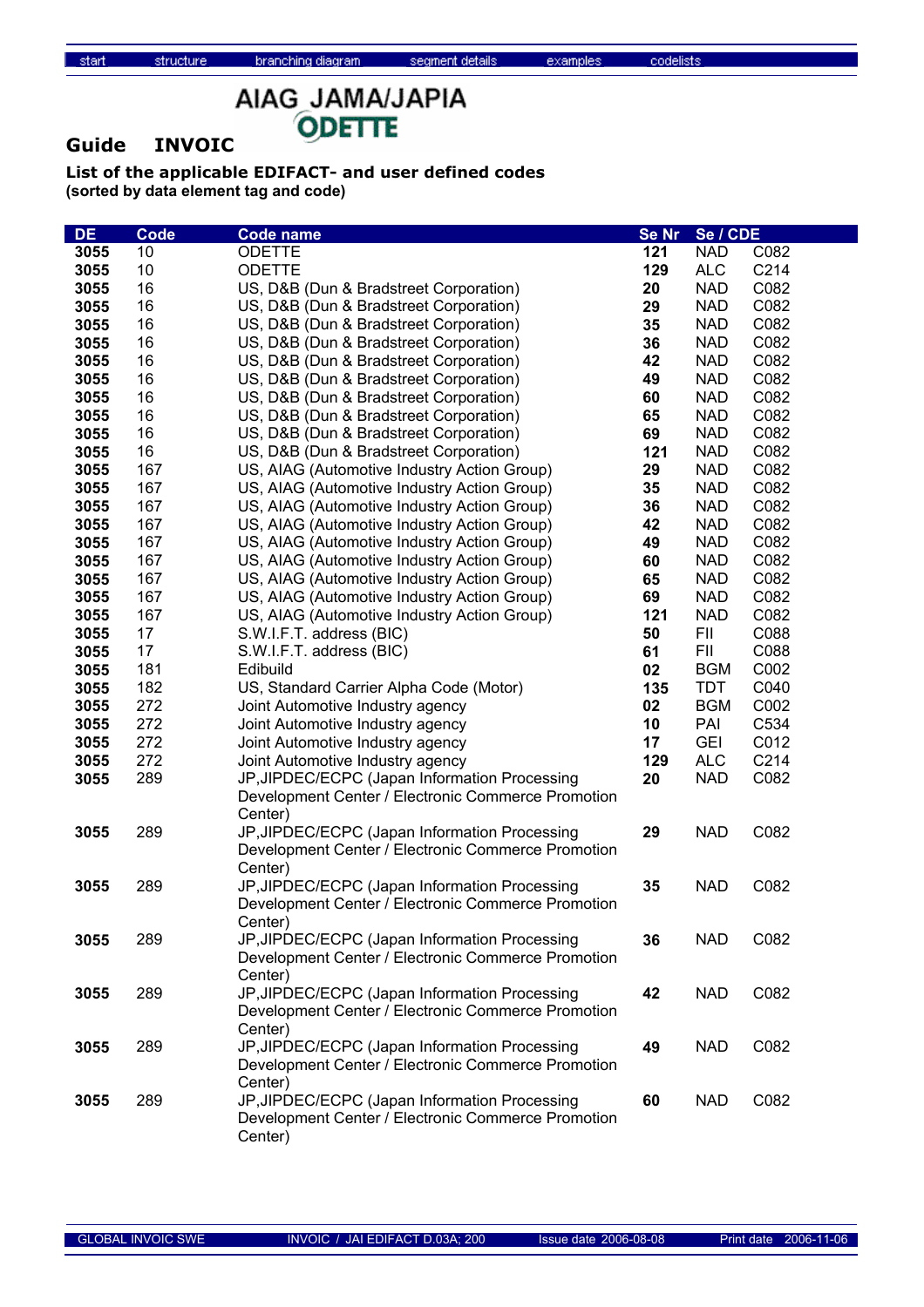AIAG JAMA/JAPIA
ODETTE

## Guide INVOIC

**List of the applicable EDIFACT- and user defined codes**
**(sorted by data element tag and code)**

| DE | Code | Code name | Se Nr | Se / CDE | |
|---|---|---|---|---|---|
| **3055** | 10 | ODETTE | **121** | NAD | C082 |
| **3055** | 10 | ODETTE | **129** | ALC | C214 |
| **3055** | 16 | US, D&B (Dun & Bradstreet Corporation) | **20** | NAD | C082 |
| **3055** | 16 | US, D&B (Dun & Bradstreet Corporation) | **29** | NAD | C082 |
| **3055** | 16 | US, D&B (Dun & Bradstreet Corporation) | **35** | NAD | C082 |
| **3055** | 16 | US, D&B (Dun & Bradstreet Corporation) | **36** | NAD | C082 |
| **3055** | 16 | US, D&B (Dun & Bradstreet Corporation) | **42** | NAD | C082 |
| **3055** | 16 | US, D&B (Dun & Bradstreet Corporation) | **49** | NAD | C082 |
| **3055** | 16 | US, D&B (Dun & Bradstreet Corporation) | **60** | NAD | C082 |
| **3055** | 16 | US, D&B (Dun & Bradstreet Corporation) | **65** | NAD | C082 |
| **3055** | 16 | US, D&B (Dun & Bradstreet Corporation) | **69** | NAD | C082 |
| **3055** | 16 | US, D&B (Dun & Bradstreet Corporation) | **121** | NAD | C082 |
| **3055** | 167 | US, AIAG (Automotive Industry Action Group) | **29** | NAD | C082 |
| **3055** | 167 | US, AIAG (Automotive Industry Action Group) | **35** | NAD | C082 |
| **3055** | 167 | US, AIAG (Automotive Industry Action Group) | **36** | NAD | C082 |
| **3055** | 167 | US, AIAG (Automotive Industry Action Group) | **42** | NAD | C082 |
| **3055** | 167 | US, AIAG (Automotive Industry Action Group) | **49** | NAD | C082 |
| **3055** | 167 | US, AIAG (Automotive Industry Action Group) | **60** | NAD | C082 |
| **3055** | 167 | US, AIAG (Automotive Industry Action Group) | **65** | NAD | C082 |
| **3055** | 167 | US, AIAG (Automotive Industry Action Group) | **69** | NAD | C082 |
| **3055** | 167 | US, AIAG (Automotive Industry Action Group) | **121** | NAD | C082 |
| **3055** | 17 | S.W.I.F.T. address (BIC) | **50** | FII | C088 |
| **3055** | 17 | S.W.I.F.T. address (BIC) | **61** | FII | C088 |
| **3055** | 181 | Edibuild | **02** | BGM | C002 |
| **3055** | 182 | US, Standard Carrier Alpha Code (Motor) | **135** | TDT | C040 |
| **3055** | 272 | Joint Automotive Industry agency | **02** | BGM | C002 |
| **3055** | 272 | Joint Automotive Industry agency | **10** | PAI | C534 |
| **3055** | 272 | Joint Automotive Industry agency | **17** | GEI | C012 |
| **3055** | 272 | Joint Automotive Industry agency | **129** | ALC | C214 |
| **3055** | 289 | JP,JIPDEC/ECPC (Japan Information Processing Development Center / Electronic Commerce Promotion Center) | **20** | NAD | C082 |
| **3055** | 289 | JP,JIPDEC/ECPC (Japan Information Processing Development Center / Electronic Commerce Promotion Center) | **29** | NAD | C082 |
| **3055** | 289 | JP,JIPDEC/ECPC (Japan Information Processing Development Center / Electronic Commerce Promotion Center) | **35** | NAD | C082 |
| **3055** | 289 | JP,JIPDEC/ECPC (Japan Information Processing Development Center / Electronic Commerce Promotion Center) | **36** | NAD | C082 |
| **3055** | 289 | JP,JIPDEC/ECPC (Japan Information Processing Development Center / Electronic Commerce Promotion Center) | **42** | NAD | C082 |
| **3055** | 289 | JP,JIPDEC/ECPC (Japan Information Processing Development Center / Electronic Commerce Promotion Center) | **49** | NAD | C082 |
| **3055** | 289 | JP,JIPDEC/ECPC (Japan Information Processing Development Center / Electronic Commerce Promotion Center) | **60** | NAD | C082 |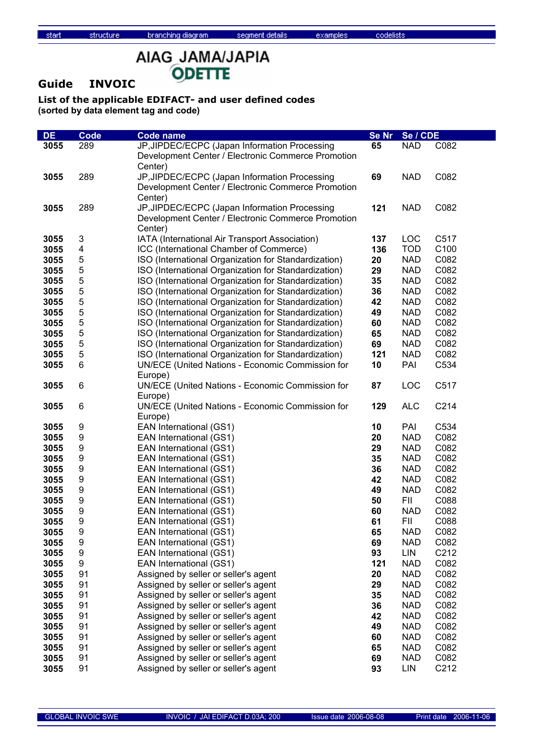## Guide INVOIC

AIAG JAMA/JAPIA ODETTE

### List of the applicable EDIFACT- and user defined codes
**(sorted by data element tag and code)**

| DE | Code | Code name | Se Nr | Se / CDE | |
|---|---|---|---|---|---|
| **3055** | 289 | JP,JIPDEC/ECPC (Japan Information Processing Development Center / Electronic Commerce Promotion Center) | **65** | NAD | C082 |
| **3055** | 289 | JP,JIPDEC/ECPC (Japan Information Processing Development Center / Electronic Commerce Promotion Center) | **69** | NAD | C082 |
| **3055** | 289 | JP,JIPDEC/ECPC (Japan Information Processing Development Center / Electronic Commerce Promotion Center) | **121** | NAD | C082 |
| **3055** | 3 | IATA (International Air Transport Association) | **137** | LOC | C517 |
| **3055** | 4 | ICC (International Chamber of Commerce) | **136** | TOD | C100 |
| **3055** | 5 | ISO (International Organization for Standardization) | **20** | NAD | C082 |
| **3055** | 5 | ISO (International Organization for Standardization) | **29** | NAD | C082 |
| **3055** | 5 | ISO (International Organization for Standardization) | **35** | NAD | C082 |
| **3055** | 5 | ISO (International Organization for Standardization) | **36** | NAD | C082 |
| **3055** | 5 | ISO (International Organization for Standardization) | **42** | NAD | C082 |
| **3055** | 5 | ISO (International Organization for Standardization) | **49** | NAD | C082 |
| **3055** | 5 | ISO (International Organization for Standardization) | **60** | NAD | C082 |
| **3055** | 5 | ISO (International Organization for Standardization) | **65** | NAD | C082 |
| **3055** | 5 | ISO (International Organization for Standardization) | **69** | NAD | C082 |
| **3055** | 5 | ISO (International Organization for Standardization) | **121** | NAD | C082 |
| **3055** | 6 | UN/ECE (United Nations - Economic Commission for Europe) | **10** | PAI | C534 |
| **3055** | 6 | UN/ECE (United Nations - Economic Commission for Europe) | **87** | LOC | C517 |
| **3055** | 6 | UN/ECE (United Nations - Economic Commission for Europe) | **129** | ALC | C214 |
| **3055** | 9 | EAN International (GS1) | **10** | PAI | C534 |
| **3055** | 9 | EAN International (GS1) | **20** | NAD | C082 |
| **3055** | 9 | EAN International (GS1) | **29** | NAD | C082 |
| **3055** | 9 | EAN International (GS1) | **35** | NAD | C082 |
| **3055** | 9 | EAN International (GS1) | **36** | NAD | C082 |
| **3055** | 9 | EAN International (GS1) | **42** | NAD | C082 |
| **3055** | 9 | EAN International (GS1) | **49** | NAD | C082 |
| **3055** | 9 | EAN International (GS1) | **50** | FII | C088 |
| **3055** | 9 | EAN International (GS1) | **60** | NAD | C082 |
| **3055** | 9 | EAN International (GS1) | **61** | FII | C088 |
| **3055** | 9 | EAN International (GS1) | **65** | NAD | C082 |
| **3055** | 9 | EAN International (GS1) | **69** | NAD | C082 |
| **3055** | 9 | EAN International (GS1) | **93** | LIN | C212 |
| **3055** | 9 | EAN International (GS1) | **121** | NAD | C082 |
| **3055** | 91 | Assigned by seller or seller's agent | **20** | NAD | C082 |
| **3055** | 91 | Assigned by seller or seller's agent | **29** | NAD | C082 |
| **3055** | 91 | Assigned by seller or seller's agent | **35** | NAD | C082 |
| **3055** | 91 | Assigned by seller or seller's agent | **36** | NAD | C082 |
| **3055** | 91 | Assigned by seller or seller's agent | **42** | NAD | C082 |
| **3055** | 91 | Assigned by seller or seller's agent | **49** | NAD | C082 |
| **3055** | 91 | Assigned by seller or seller's agent | **60** | NAD | C082 |
| **3055** | 91 | Assigned by seller or seller's agent | **65** | NAD | C082 |
| **3055** | 91 | Assigned by seller or seller's agent | **69** | NAD | C082 |
| **3055** | 91 | Assigned by seller or seller's agent | **93** | LIN | C212 |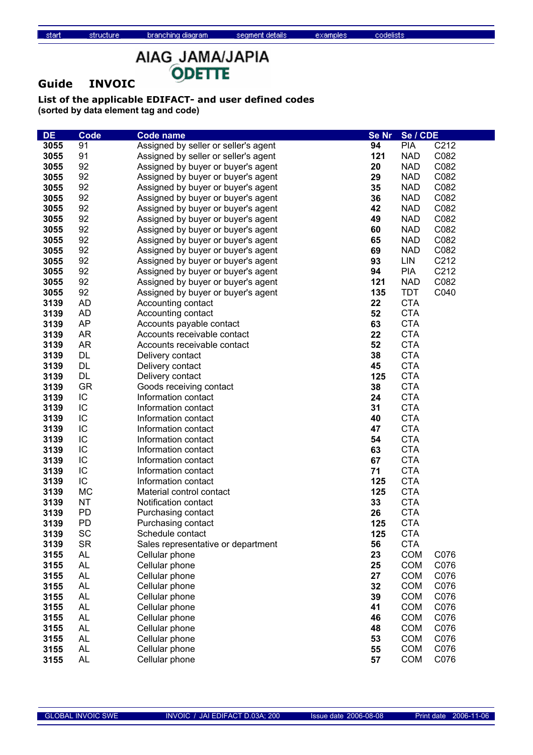AIAG JAMA/JAPIA ODETTE

## Guide INVOIC

### List of the applicable EDIFACT- and user defined codes

**(sorted by data element tag and code)**

| DE | Code | Code name | Se Nr | Se / CDE | |
|---|---|---|---|---|---|
| 3055 | 91 | Assigned by seller or seller's agent | 94 | PIA | C212 |
| 3055 | 91 | Assigned by seller or seller's agent | 121 | NAD | C082 |
| 3055 | 92 | Assigned by buyer or buyer's agent | 20 | NAD | C082 |
| 3055 | 92 | Assigned by buyer or buyer's agent | 29 | NAD | C082 |
| 3055 | 92 | Assigned by buyer or buyer's agent | 35 | NAD | C082 |
| 3055 | 92 | Assigned by buyer or buyer's agent | 36 | NAD | C082 |
| 3055 | 92 | Assigned by buyer or buyer's agent | 42 | NAD | C082 |
| 3055 | 92 | Assigned by buyer or buyer's agent | 49 | NAD | C082 |
| 3055 | 92 | Assigned by buyer or buyer's agent | 60 | NAD | C082 |
| 3055 | 92 | Assigned by buyer or buyer's agent | 65 | NAD | C082 |
| 3055 | 92 | Assigned by buyer or buyer's agent | 69 | NAD | C082 |
| 3055 | 92 | Assigned by buyer or buyer's agent | 93 | LIN | C212 |
| 3055 | 92 | Assigned by buyer or buyer's agent | 94 | PIA | C212 |
| 3055 | 92 | Assigned by buyer or buyer's agent | 121 | NAD | C082 |
| 3055 | 92 | Assigned by buyer or buyer's agent | 135 | TDT | C040 |
| 3139 | AD | Accounting contact | 22 | CTA | |
| 3139 | AD | Accounting contact | 52 | CTA | |
| 3139 | AP | Accounts payable contact | 63 | CTA | |
| 3139 | AR | Accounts receivable contact | 22 | CTA | |
| 3139 | AR | Accounts receivable contact | 52 | CTA | |
| 3139 | DL | Delivery contact | 38 | CTA | |
| 3139 | DL | Delivery contact | 45 | CTA | |
| 3139 | DL | Delivery contact | 125 | CTA | |
| 3139 | GR | Goods receiving contact | 38 | CTA | |
| 3139 | IC | Information contact | 24 | CTA | |
| 3139 | IC | Information contact | 31 | CTA | |
| 3139 | IC | Information contact | 40 | CTA | |
| 3139 | IC | Information contact | 47 | CTA | |
| 3139 | IC | Information contact | 54 | CTA | |
| 3139 | IC | Information contact | 63 | CTA | |
| 3139 | IC | Information contact | 67 | CTA | |
| 3139 | IC | Information contact | 71 | CTA | |
| 3139 | IC | Information contact | 125 | CTA | |
| 3139 | MC | Material control contact | 125 | CTA | |
| 3139 | NT | Notification contact | 33 | CTA | |
| 3139 | PD | Purchasing contact | 26 | CTA | |
| 3139 | PD | Purchasing contact | 125 | CTA | |
| 3139 | SC | Schedule contact | 125 | CTA | |
| 3139 | SR | Sales representative or department | 56 | CTA | |
| 3155 | AL | Cellular phone | 23 | COM | C076 |
| 3155 | AL | Cellular phone | 25 | COM | C076 |
| 3155 | AL | Cellular phone | 27 | COM | C076 |
| 3155 | AL | Cellular phone | 32 | COM | C076 |
| 3155 | AL | Cellular phone | 39 | COM | C076 |
| 3155 | AL | Cellular phone | 41 | COM | C076 |
| 3155 | AL | Cellular phone | 46 | COM | C076 |
| 3155 | AL | Cellular phone | 48 | COM | C076 |
| 3155 | AL | Cellular phone | 53 | COM | C076 |
| 3155 | AL | Cellular phone | 55 | COM | C076 |
| 3155 | AL | Cellular phone | 57 | COM | C076 |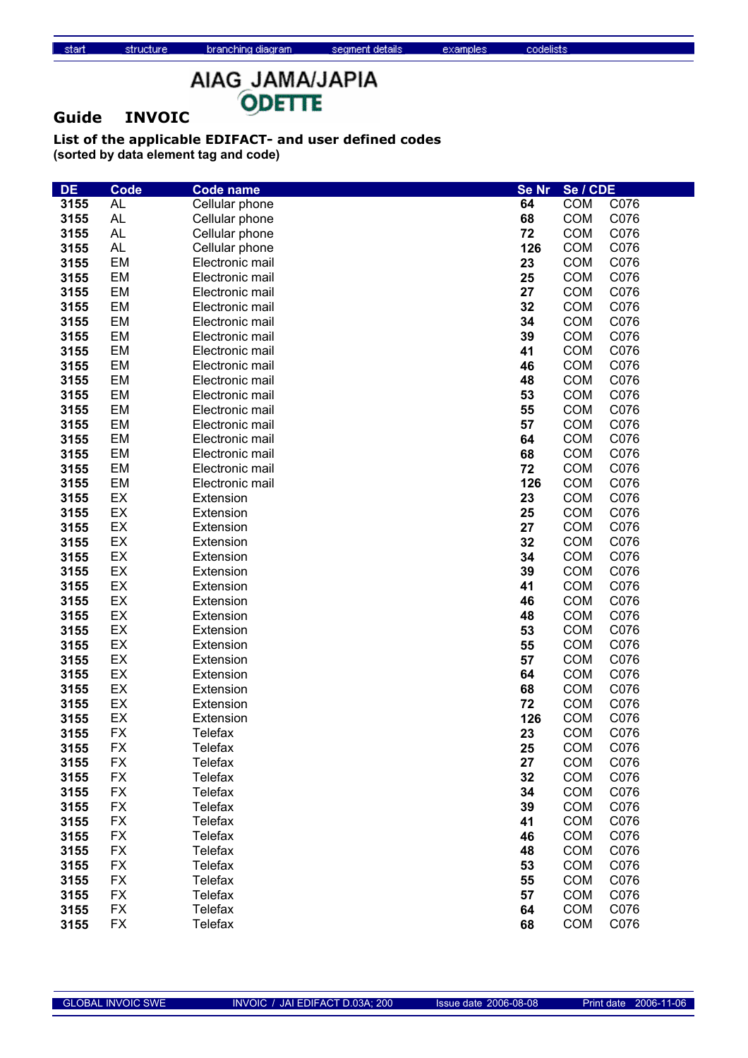start structure branching diagram segment details examples codelists

AIAG JAMA/JAPIA ODETTE

## Guide INVOIC

### List of the applicable EDIFACT- and user defined codes
**(sorted by data element tag and code)**

| DE | Code | Code name | Se Nr | Se / CDE | |
|---|---|---|---|---|---|
| 3155 | AL | Cellular phone | 64 | COM | C076 |
| 3155 | AL | Cellular phone | 68 | COM | C076 |
| 3155 | AL | Cellular phone | 72 | COM | C076 |
| 3155 | AL | Cellular phone | 126 | COM | C076 |
| 3155 | EM | Electronic mail | 23 | COM | C076 |
| 3155 | EM | Electronic mail | 25 | COM | C076 |
| 3155 | EM | Electronic mail | 27 | COM | C076 |
| 3155 | EM | Electronic mail | 32 | COM | C076 |
| 3155 | EM | Electronic mail | 34 | COM | C076 |
| 3155 | EM | Electronic mail | 39 | COM | C076 |
| 3155 | EM | Electronic mail | 41 | COM | C076 |
| 3155 | EM | Electronic mail | 46 | COM | C076 |
| 3155 | EM | Electronic mail | 48 | COM | C076 |
| 3155 | EM | Electronic mail | 53 | COM | C076 |
| 3155 | EM | Electronic mail | 55 | COM | C076 |
| 3155 | EM | Electronic mail | 57 | COM | C076 |
| 3155 | EM | Electronic mail | 64 | COM | C076 |
| 3155 | EM | Electronic mail | 68 | COM | C076 |
| 3155 | EM | Electronic mail | 72 | COM | C076 |
| 3155 | EM | Electronic mail | 126 | COM | C076 |
| 3155 | EX | Extension | 23 | COM | C076 |
| 3155 | EX | Extension | 25 | COM | C076 |
| 3155 | EX | Extension | 27 | COM | C076 |
| 3155 | EX | Extension | 32 | COM | C076 |
| 3155 | EX | Extension | 34 | COM | C076 |
| 3155 | EX | Extension | 39 | COM | C076 |
| 3155 | EX | Extension | 41 | COM | C076 |
| 3155 | EX | Extension | 46 | COM | C076 |
| 3155 | EX | Extension | 48 | COM | C076 |
| 3155 | EX | Extension | 53 | COM | C076 |
| 3155 | EX | Extension | 55 | COM | C076 |
| 3155 | EX | Extension | 57 | COM | C076 |
| 3155 | EX | Extension | 64 | COM | C076 |
| 3155 | EX | Extension | 68 | COM | C076 |
| 3155 | EX | Extension | 72 | COM | C076 |
| 3155 | EX | Extension | 126 | COM | C076 |
| 3155 | FX | Telefax | 23 | COM | C076 |
| 3155 | FX | Telefax | 25 | COM | C076 |
| 3155 | FX | Telefax | 27 | COM | C076 |
| 3155 | FX | Telefax | 32 | COM | C076 |
| 3155 | FX | Telefax | 34 | COM | C076 |
| 3155 | FX | Telefax | 39 | COM | C076 |
| 3155 | FX | Telefax | 41 | COM | C076 |
| 3155 | FX | Telefax | 46 | COM | C076 |
| 3155 | FX | Telefax | 48 | COM | C076 |
| 3155 | FX | Telefax | 53 | COM | C076 |
| 3155 | FX | Telefax | 55 | COM | C076 |
| 3155 | FX | Telefax | 57 | COM | C076 |
| 3155 | FX | Telefax | 64 | COM | C076 |
| 3155 | FX | Telefax | 68 | COM | C076 |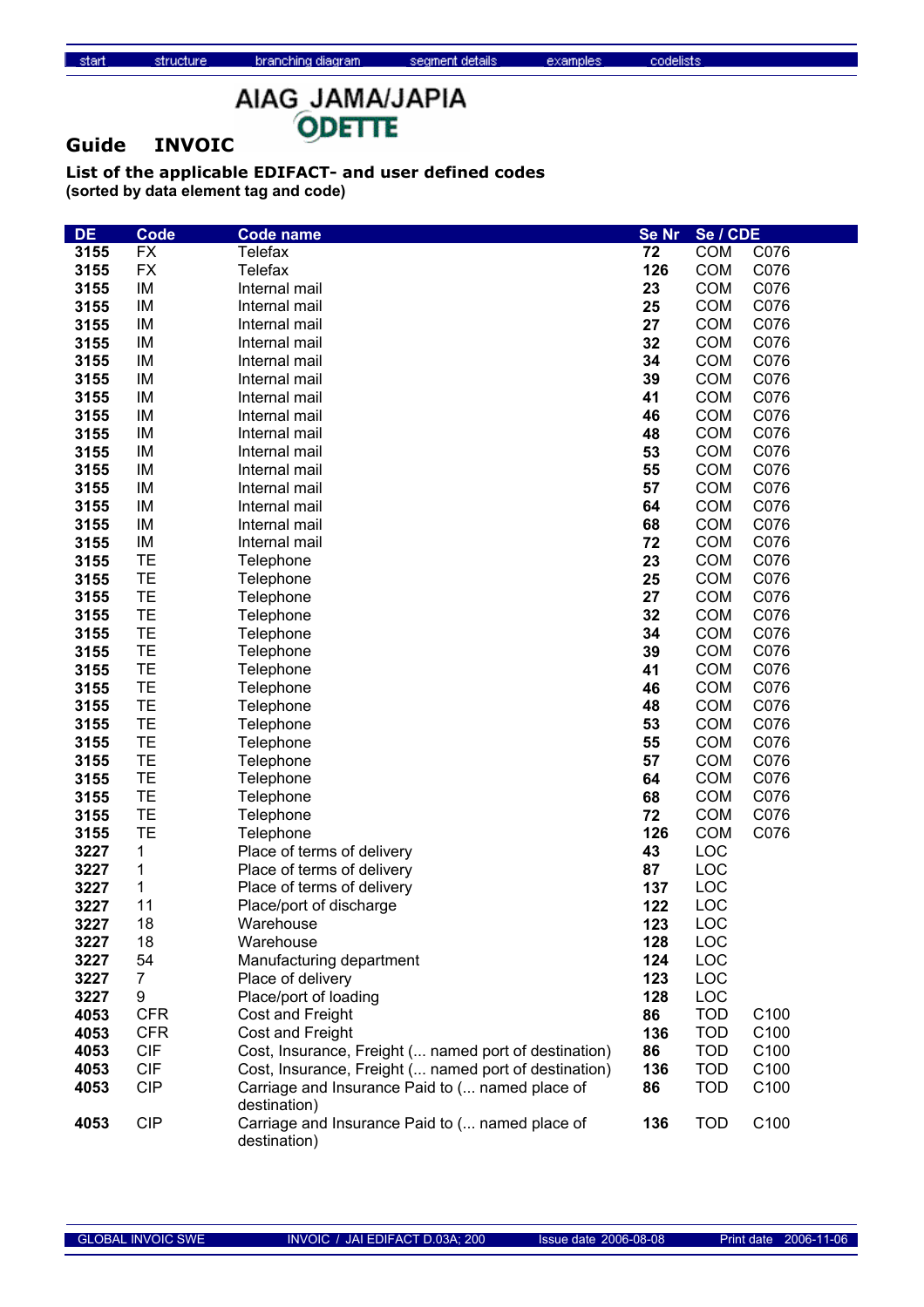# Guide INVOIC

AIAG JAMA/JAPIA ODETTE

## List of the applicable EDIFACT- and user defined codes

**(sorted by data element tag and code)**

| DE | Code | Code name | Se Nr | Se / CDE | |
|---|---|---|---|---|---|
| 3155 | FX | Telefax | 72 | COM | C076 |
| 3155 | FX | Telefax | 126 | COM | C076 |
| 3155 | IM | Internal mail | 23 | COM | C076 |
| 3155 | IM | Internal mail | 25 | COM | C076 |
| 3155 | IM | Internal mail | 27 | COM | C076 |
| 3155 | IM | Internal mail | 32 | COM | C076 |
| 3155 | IM | Internal mail | 34 | COM | C076 |
| 3155 | IM | Internal mail | 39 | COM | C076 |
| 3155 | IM | Internal mail | 41 | COM | C076 |
| 3155 | IM | Internal mail | 46 | COM | C076 |
| 3155 | IM | Internal mail | 48 | COM | C076 |
| 3155 | IM | Internal mail | 53 | COM | C076 |
| 3155 | IM | Internal mail | 55 | COM | C076 |
| 3155 | IM | Internal mail | 57 | COM | C076 |
| 3155 | IM | Internal mail | 64 | COM | C076 |
| 3155 | IM | Internal mail | 68 | COM | C076 |
| 3155 | IM | Internal mail | 72 | COM | C076 |
| 3155 | TE | Telephone | 23 | COM | C076 |
| 3155 | TE | Telephone | 25 | COM | C076 |
| 3155 | TE | Telephone | 27 | COM | C076 |
| 3155 | TE | Telephone | 32 | COM | C076 |
| 3155 | TE | Telephone | 34 | COM | C076 |
| 3155 | TE | Telephone | 39 | COM | C076 |
| 3155 | TE | Telephone | 41 | COM | C076 |
| 3155 | TE | Telephone | 46 | COM | C076 |
| 3155 | TE | Telephone | 48 | COM | C076 |
| 3155 | TE | Telephone | 53 | COM | C076 |
| 3155 | TE | Telephone | 55 | COM | C076 |
| 3155 | TE | Telephone | 57 | COM | C076 |
| 3155 | TE | Telephone | 64 | COM | C076 |
| 3155 | TE | Telephone | 68 | COM | C076 |
| 3155 | TE | Telephone | 72 | COM | C076 |
| 3155 | TE | Telephone | 126 | COM | C076 |
| 3227 | 1 | Place of terms of delivery | 43 | LOC | |
| 3227 | 1 | Place of terms of delivery | 87 | LOC | |
| 3227 | 1 | Place of terms of delivery | 137 | LOC | |
| 3227 | 11 | Place/port of discharge | 122 | LOC | |
| 3227 | 18 | Warehouse | 123 | LOC | |
| 3227 | 18 | Warehouse | 128 | LOC | |
| 3227 | 54 | Manufacturing department | 124 | LOC | |
| 3227 | 7 | Place of delivery | 123 | LOC | |
| 3227 | 9 | Place/port of loading | 128 | LOC | |
| 4053 | CFR | Cost and Freight | 86 | TOD | C100 |
| 4053 | CFR | Cost and Freight | 136 | TOD | C100 |
| 4053 | CIF | Cost, Insurance, Freight (... named port of destination) | 86 | TOD | C100 |
| 4053 | CIF | Cost, Insurance, Freight (... named port of destination) | 136 | TOD | C100 |
| 4053 | CIP | Carriage and Insurance Paid to (... named place of destination) | 86 | TOD | C100 |
| 4053 | CIP | Carriage and Insurance Paid to (... named place of destination) | 136 | TOD | C100 |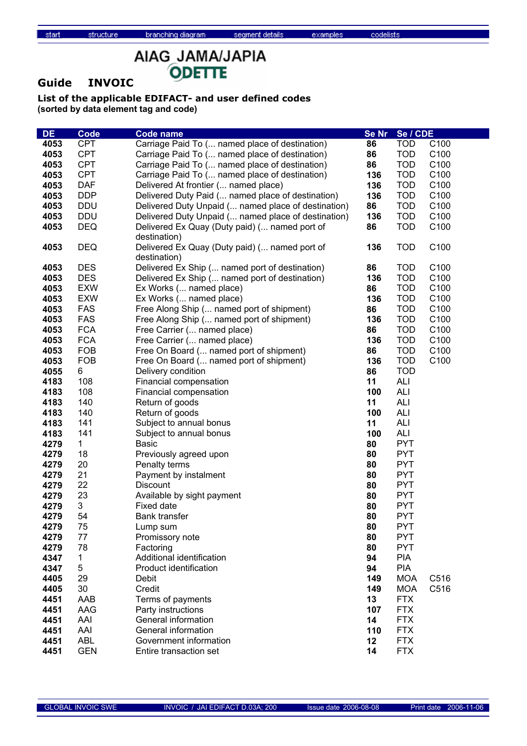## Guide INVOIC

AIAG JAMA/JAPIA ODETTE

**List of the applicable EDIFACT- and user defined codes**
**(sorted by data element tag and code)**

| DE | Code | Code name | Se Nr | Se / CDE | |
|---|---|---|---|---|---|
| **4053** | CPT | Carriage Paid To (... named place of destination) | **86** | TOD | C100 |
| **4053** | CPT | Carriage Paid To (... named place of destination) | **86** | TOD | C100 |
| **4053** | CPT | Carriage Paid To (... named place of destination) | **86** | TOD | C100 |
| **4053** | CPT | Carriage Paid To (... named place of destination) | **136** | TOD | C100 |
| **4053** | DAF | Delivered At frontier (... named place) | **136** | TOD | C100 |
| **4053** | DDP | Delivered Duty Paid (... named place of destination) | **136** | TOD | C100 |
| **4053** | DDU | Delivered Duty Unpaid (... named place of destination) | **86** | TOD | C100 |
| **4053** | DDU | Delivered Duty Unpaid (... named place of destination) | **136** | TOD | C100 |
| **4053** | DEQ | Delivered Ex Quay (Duty paid) (... named port of destination) | **86** | TOD | C100 |
| **4053** | DEQ | Delivered Ex Quay (Duty paid) (... named port of destination) | **136** | TOD | C100 |
| **4053** | DES | Delivered Ex Ship (... named port of destination) | **86** | TOD | C100 |
| **4053** | DES | Delivered Ex Ship (... named port of destination) | **136** | TOD | C100 |
| **4053** | EXW | Ex Works (... named place) | **86** | TOD | C100 |
| **4053** | EXW | Ex Works (... named place) | **136** | TOD | C100 |
| **4053** | FAS | Free Along Ship (... named port of shipment) | **86** | TOD | C100 |
| **4053** | FAS | Free Along Ship (... named port of shipment) | **136** | TOD | C100 |
| **4053** | FCA | Free Carrier (... named place) | **86** | TOD | C100 |
| **4053** | FCA | Free Carrier (... named place) | **136** | TOD | C100 |
| **4053** | FOB | Free On Board (... named port of shipment) | **86** | TOD | C100 |
| **4053** | FOB | Free On Board (... named port of shipment) | **136** | TOD | C100 |
| **4055** | 6 | Delivery condition | **86** | TOD | |
| **4183** | 108 | Financial compensation | **11** | ALI | |
| **4183** | 108 | Financial compensation | **100** | ALI | |
| **4183** | 140 | Return of goods | **11** | ALI | |
| **4183** | 140 | Return of goods | **100** | ALI | |
| **4183** | 141 | Subject to annual bonus | **11** | ALI | |
| **4183** | 141 | Subject to annual bonus | **100** | ALI | |
| **4279** | 1 | Basic | **80** | PYT | |
| **4279** | 18 | Previously agreed upon | **80** | PYT | |
| **4279** | 20 | Penalty terms | **80** | PYT | |
| **4279** | 21 | Payment by instalment | **80** | PYT | |
| **4279** | 22 | Discount | **80** | PYT | |
| **4279** | 23 | Available by sight payment | **80** | PYT | |
| **4279** | 3 | Fixed date | **80** | PYT | |
| **4279** | 54 | Bank transfer | **80** | PYT | |
| **4279** | 75 | Lump sum | **80** | PYT | |
| **4279** | 77 | Promissory note | **80** | PYT | |
| **4279** | 78 | Factoring | **80** | PYT | |
| **4347** | 1 | Additional identification | **94** | PIA | |
| **4347** | 5 | Product identification | **94** | PIA | |
| **4405** | 29 | Debit | **149** | MOA | C516 |
| **4405** | 30 | Credit | **149** | MOA | C516 |
| **4451** | AAB | Terms of payments | **13** | FTX | |
| **4451** | AAG | Party instructions | **107** | FTX | |
| **4451** | AAI | General information | **14** | FTX | |
| **4451** | AAI | General information | **110** | FTX | |
| **4451** | ABL | Government information | **12** | FTX | |
| **4451** | GEN | Entire transaction set | **14** | FTX | |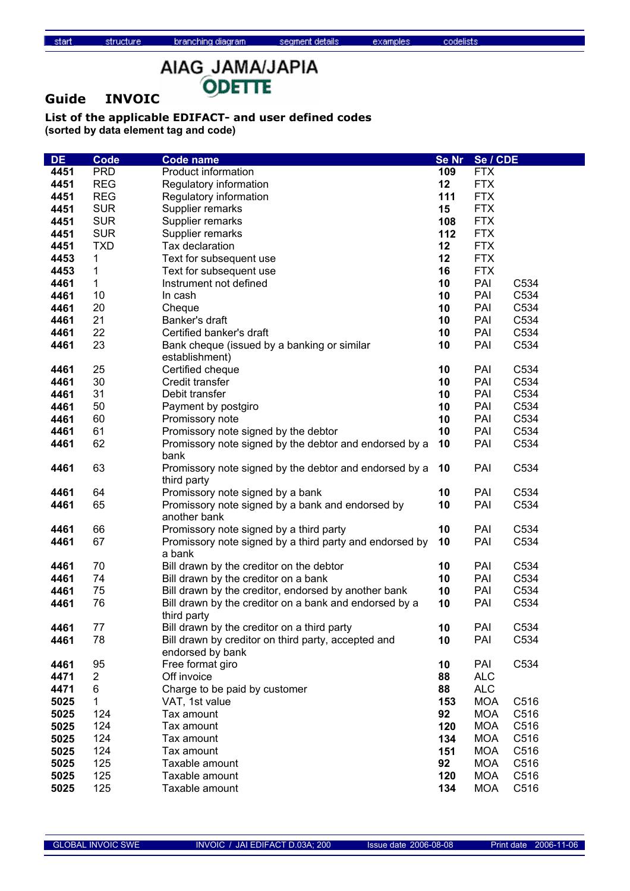AIAG JAMA/JAPIA ODETTE

**Guide INVOIC**

**List of the applicable EDIFACT- and user defined codes**
**(sorted by data element tag and code)**

| DE | Code | Code name | Se Nr | Se / CDE | |
|---|---|---|---|---|---|
| **4451** | PRD | Product information | **109** | FTX | |
| **4451** | REG | Regulatory information | **12** | FTX | |
| **4451** | REG | Regulatory information | **111** | FTX | |
| **4451** | SUR | Supplier remarks | **15** | FTX | |
| **4451** | SUR | Supplier remarks | **108** | FTX | |
| **4451** | SUR | Supplier remarks | **112** | FTX | |
| **4451** | TXD | Tax declaration | **12** | FTX | |
| **4453** | 1 | Text for subsequent use | **12** | FTX | |
| **4453** | 1 | Text for subsequent use | **16** | FTX | |
| **4461** | 1 | Instrument not defined | **10** | PAI | C534 |
| **4461** | 10 | In cash | **10** | PAI | C534 |
| **4461** | 20 | Cheque | **10** | PAI | C534 |
| **4461** | 21 | Banker's draft | **10** | PAI | C534 |
| **4461** | 22 | Certified banker's draft | **10** | PAI | C534 |
| **4461** | 23 | Bank cheque (issued by a banking or similar establishment) | **10** | PAI | C534 |
| **4461** | 25 | Certified cheque | **10** | PAI | C534 |
| **4461** | 30 | Credit transfer | **10** | PAI | C534 |
| **4461** | 31 | Debit transfer | **10** | PAI | C534 |
| **4461** | 50 | Payment by postgiro | **10** | PAI | C534 |
| **4461** | 60 | Promissory note | **10** | PAI | C534 |
| **4461** | 61 | Promissory note signed by the debtor | **10** | PAI | C534 |
| **4461** | 62 | Promissory note signed by the debtor and endorsed by a bank | **10** | PAI | C534 |
| **4461** | 63 | Promissory note signed by the debtor and endorsed by a third party | **10** | PAI | C534 |
| **4461** | 64 | Promissory note signed by a bank | **10** | PAI | C534 |
| **4461** | 65 | Promissory note signed by a bank and endorsed by another bank | **10** | PAI | C534 |
| **4461** | 66 | Promissory note signed by a third party | **10** | PAI | C534 |
| **4461** | 67 | Promissory note signed by a third party and endorsed by a bank | **10** | PAI | C534 |
| **4461** | 70 | Bill drawn by the creditor on the debtor | **10** | PAI | C534 |
| **4461** | 74 | Bill drawn by the creditor on a bank | **10** | PAI | C534 |
| **4461** | 75 | Bill drawn by the creditor, endorsed by another bank | **10** | PAI | C534 |
| **4461** | 76 | Bill drawn by the creditor on a bank and endorsed by a third party | **10** | PAI | C534 |
| **4461** | 77 | Bill drawn by the creditor on a third party | **10** | PAI | C534 |
| **4461** | 78 | Bill drawn by creditor on third party, accepted and endorsed by bank | **10** | PAI | C534 |
| **4461** | 95 | Free format giro | **10** | PAI | C534 |
| **4471** | 2 | Off invoice | **88** | ALC | |
| **4471** | 6 | Charge to be paid by customer | **88** | ALC | |
| **5025** | 1 | VAT, 1st value | **153** | MOA | C516 |
| **5025** | 124 | Tax amount | **92** | MOA | C516 |
| **5025** | 124 | Tax amount | **120** | MOA | C516 |
| **5025** | 124 | Tax amount | **134** | MOA | C516 |
| **5025** | 124 | Tax amount | **151** | MOA | C516 |
| **5025** | 125 | Taxable amount | **92** | MOA | C516 |
| **5025** | 125 | Taxable amount | **120** | MOA | C516 |
| **5025** | 125 | Taxable amount | **134** | MOA | C516 |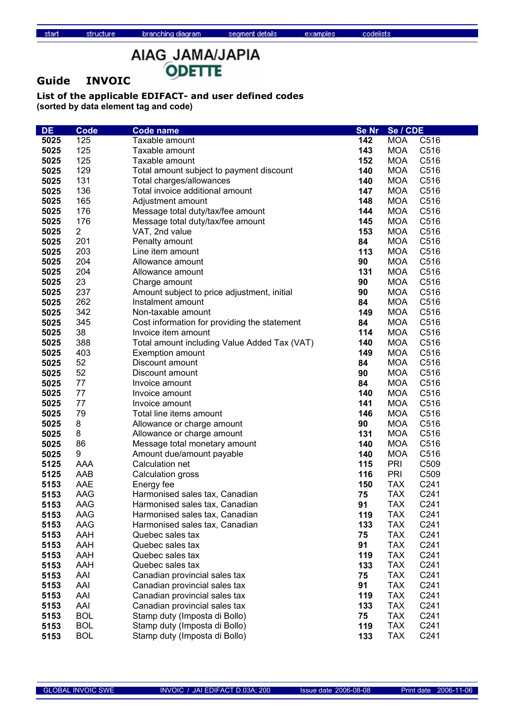**Guide INVOIC**

AIAG JAMA/JAPIA ODETTE

**List of the applicable EDIFACT- and user defined codes**
**(sorted by data element tag and code)**

| DE | Code | Code name | Se Nr | Se / CDE | |
|---|---|---|---|---|---|
| **5025** | 125 | Taxable amount | **142** | MOA | C516 |
| **5025** | 125 | Taxable amount | **143** | MOA | C516 |
| **5025** | 125 | Taxable amount | **152** | MOA | C516 |
| **5025** | 129 | Total amount subject to payment discount | **140** | MOA | C516 |
| **5025** | 131 | Total charges/allowances | **140** | MOA | C516 |
| **5025** | 136 | Total invoice additional amount | **147** | MOA | C516 |
| **5025** | 165 | Adjustment amount | **148** | MOA | C516 |
| **5025** | 176 | Message total duty/tax/fee amount | **144** | MOA | C516 |
| **5025** | 176 | Message total duty/tax/fee amount | **145** | MOA | C516 |
| **5025** | 2 | VAT, 2nd value | **153** | MOA | C516 |
| **5025** | 201 | Penalty amount | **84** | MOA | C516 |
| **5025** | 203 | Line item amount | **113** | MOA | C516 |
| **5025** | 204 | Allowance amount | **90** | MOA | C516 |
| **5025** | 204 | Allowance amount | **131** | MOA | C516 |
| **5025** | 23 | Charge amount | **90** | MOA | C516 |
| **5025** | 237 | Amount subject to price adjustment, initial | **90** | MOA | C516 |
| **5025** | 262 | Instalment amount | **84** | MOA | C516 |
| **5025** | 342 | Non-taxable amount | **149** | MOA | C516 |
| **5025** | 345 | Cost information for providing the statement | **84** | MOA | C516 |
| **5025** | 38 | Invoice item amount | **114** | MOA | C516 |
| **5025** | 388 | Total amount including Value Added Tax (VAT) | **140** | MOA | C516 |
| **5025** | 403 | Exemption amount | **149** | MOA | C516 |
| **5025** | 52 | Discount amount | **84** | MOA | C516 |
| **5025** | 52 | Discount amount | **90** | MOA | C516 |
| **5025** | 77 | Invoice amount | **84** | MOA | C516 |
| **5025** | 77 | Invoice amount | **140** | MOA | C516 |
| **5025** | 77 | Invoice amount | **141** | MOA | C516 |
| **5025** | 79 | Total line items amount | **146** | MOA | C516 |
| **5025** | 8 | Allowance or charge amount | **90** | MOA | C516 |
| **5025** | 8 | Allowance or charge amount | **131** | MOA | C516 |
| **5025** | 86 | Message total monetary amount | **140** | MOA | C516 |
| **5025** | 9 | Amount due/amount payable | **140** | MOA | C516 |
| **5125** | AAA | Calculation net | **115** | PRI | C509 |
| **5125** | AAB | Calculation gross | **116** | PRI | C509 |
| **5153** | AAE | Energy fee | **150** | TAX | C241 |
| **5153** | AAG | Harmonised sales tax, Canadian | **75** | TAX | C241 |
| **5153** | AAG | Harmonised sales tax, Canadian | **91** | TAX | C241 |
| **5153** | AAG | Harmonised sales tax, Canadian | **119** | TAX | C241 |
| **5153** | AAG | Harmonised sales tax, Canadian | **133** | TAX | C241 |
| **5153** | AAH | Quebec sales tax | **75** | TAX | C241 |
| **5153** | AAH | Quebec sales tax | **91** | TAX | C241 |
| **5153** | AAH | Quebec sales tax | **119** | TAX | C241 |
| **5153** | AAH | Quebec sales tax | **133** | TAX | C241 |
| **5153** | AAI | Canadian provincial sales tax | **75** | TAX | C241 |
| **5153** | AAI | Canadian provincial sales tax | **91** | TAX | C241 |
| **5153** | AAI | Canadian provincial sales tax | **119** | TAX | C241 |
| **5153** | AAI | Canadian provincial sales tax | **133** | TAX | C241 |
| **5153** | BOL | Stamp duty (Imposta di Bollo) | **75** | TAX | C241 |
| **5153** | BOL | Stamp duty (Imposta di Bollo) | **119** | TAX | C241 |
| **5153** | BOL | Stamp duty (Imposta di Bollo) | **133** | TAX | C241 |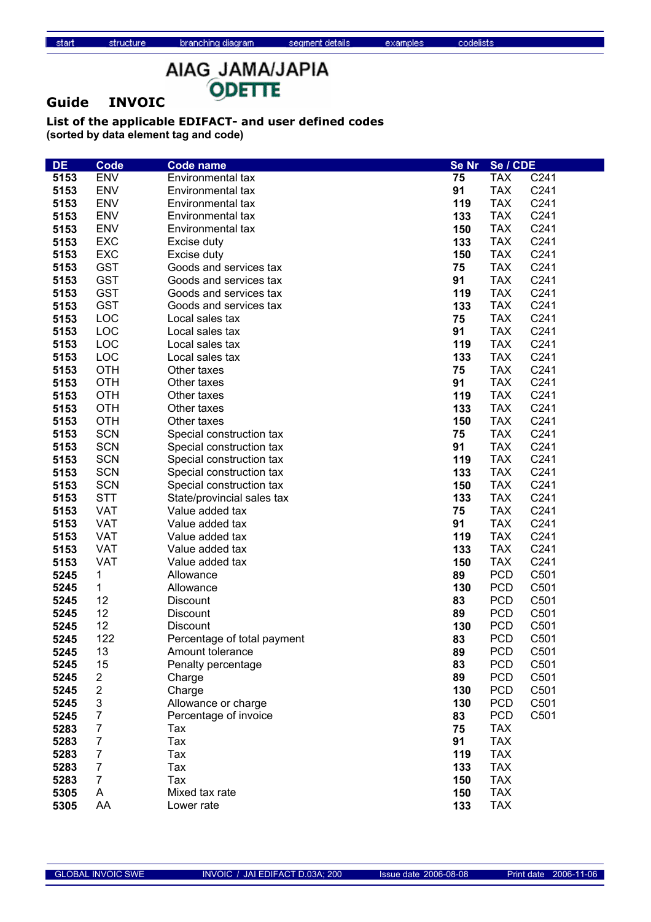AIAG JAMA/JAPIA ODETTE

## Guide INVOIC

### List of the applicable EDIFACT- and user defined codes
**(sorted by data element tag and code)**

| DE | Code | Code name | Se Nr | Se / CDE | |
|---|---|---|---|---|---|
| **5153** | ENV | Environmental tax | **75** | TAX | C241 |
| **5153** | ENV | Environmental tax | **91** | TAX | C241 |
| **5153** | ENV | Environmental tax | **119** | TAX | C241 |
| **5153** | ENV | Environmental tax | **133** | TAX | C241 |
| **5153** | ENV | Environmental tax | **150** | TAX | C241 |
| **5153** | EXC | Excise duty | **133** | TAX | C241 |
| **5153** | EXC | Excise duty | **150** | TAX | C241 |
| **5153** | GST | Goods and services tax | **75** | TAX | C241 |
| **5153** | GST | Goods and services tax | **91** | TAX | C241 |
| **5153** | GST | Goods and services tax | **119** | TAX | C241 |
| **5153** | GST | Goods and services tax | **133** | TAX | C241 |
| **5153** | LOC | Local sales tax | **75** | TAX | C241 |
| **5153** | LOC | Local sales tax | **91** | TAX | C241 |
| **5153** | LOC | Local sales tax | **119** | TAX | C241 |
| **5153** | LOC | Local sales tax | **133** | TAX | C241 |
| **5153** | OTH | Other taxes | **75** | TAX | C241 |
| **5153** | OTH | Other taxes | **91** | TAX | C241 |
| **5153** | OTH | Other taxes | **119** | TAX | C241 |
| **5153** | OTH | Other taxes | **133** | TAX | C241 |
| **5153** | OTH | Other taxes | **150** | TAX | C241 |
| **5153** | SCN | Special construction tax | **75** | TAX | C241 |
| **5153** | SCN | Special construction tax | **91** | TAX | C241 |
| **5153** | SCN | Special construction tax | **119** | TAX | C241 |
| **5153** | SCN | Special construction tax | **133** | TAX | C241 |
| **5153** | SCN | Special construction tax | **150** | TAX | C241 |
| **5153** | STT | State/provincial sales tax | **133** | TAX | C241 |
| **5153** | VAT | Value added tax | **75** | TAX | C241 |
| **5153** | VAT | Value added tax | **91** | TAX | C241 |
| **5153** | VAT | Value added tax | **119** | TAX | C241 |
| **5153** | VAT | Value added tax | **133** | TAX | C241 |
| **5153** | VAT | Value added tax | **150** | TAX | C241 |
| **5245** | 1 | Allowance | **89** | PCD | C501 |
| **5245** | 1 | Allowance | **130** | PCD | C501 |
| **5245** | 12 | Discount | **83** | PCD | C501 |
| **5245** | 12 | Discount | **89** | PCD | C501 |
| **5245** | 12 | Discount | **130** | PCD | C501 |
| **5245** | 122 | Percentage of total payment | **83** | PCD | C501 |
| **5245** | 13 | Amount tolerance | **89** | PCD | C501 |
| **5245** | 15 | Penalty percentage | **83** | PCD | C501 |
| **5245** | 2 | Charge | **89** | PCD | C501 |
| **5245** | 2 | Charge | **130** | PCD | C501 |
| **5245** | 3 | Allowance or charge | **130** | PCD | C501 |
| **5245** | 7 | Percentage of invoice | **83** | PCD | C501 |
| **5283** | 7 | Tax | **75** | TAX | |
| **5283** | 7 | Tax | **91** | TAX | |
| **5283** | 7 | Tax | **119** | TAX | |
| **5283** | 7 | Tax | **133** | TAX | |
| **5283** | 7 | Tax | **150** | TAX | |
| **5305** | A | Mixed tax rate | **150** | TAX | |
| **5305** | AA | Lower rate | **133** | TAX | |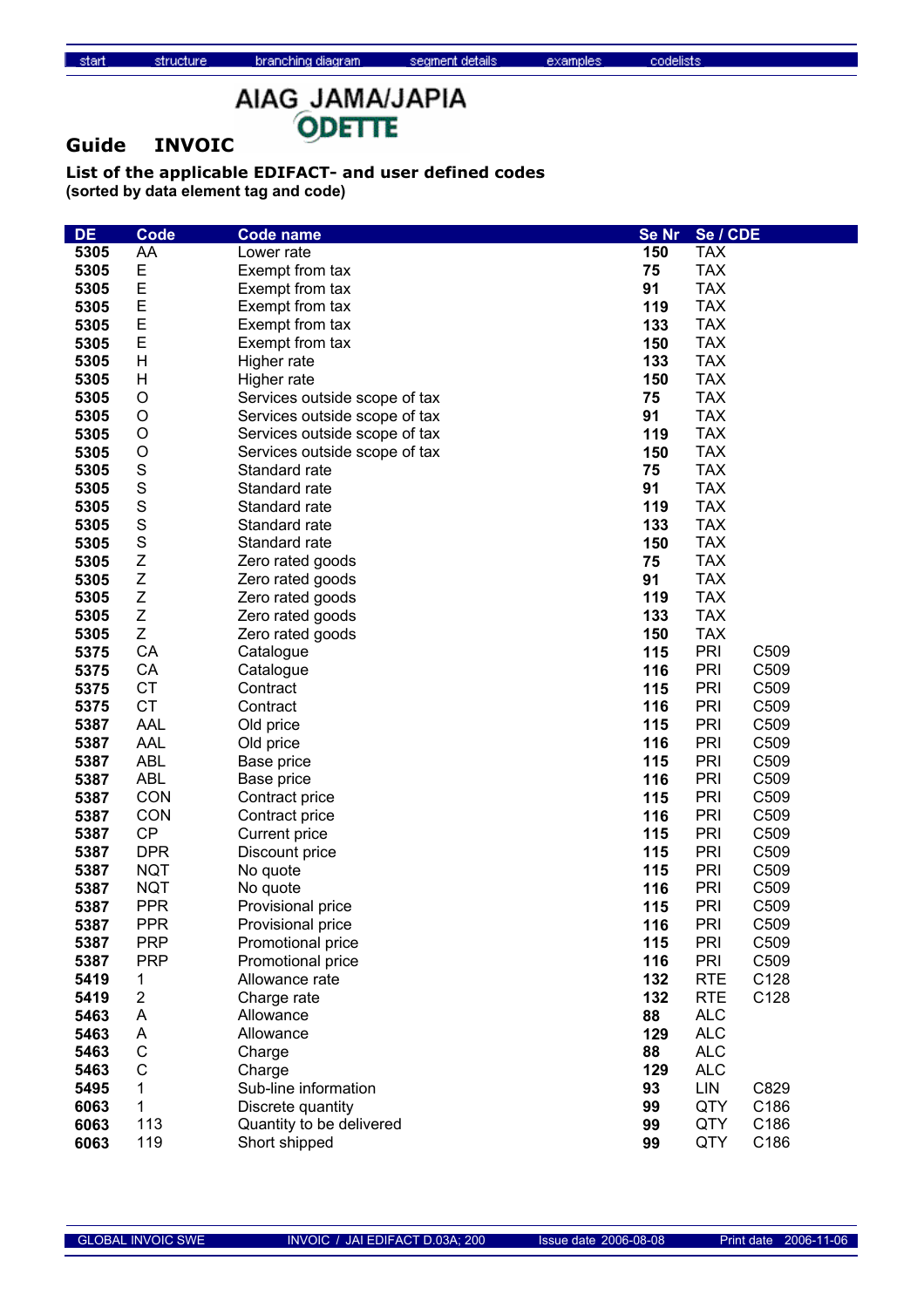start structure branching diagram segment details examples codelists

AIAG JAMA/JAPIA ODETTE

## Guide INVOIC

### List of the applicable EDIFACT- and user defined codes

**(sorted by data element tag and code)**

| DE | Code | Code name | Se Nr | Se / CDE | |
|---|---|---|---|---|---|
| **5305** | AA | Lower rate | **150** | TAX | |
| **5305** | E | Exempt from tax | **75** | TAX | |
| **5305** | E | Exempt from tax | **91** | TAX | |
| **5305** | E | Exempt from tax | **119** | TAX | |
| **5305** | E | Exempt from tax | **133** | TAX | |
| **5305** | E | Exempt from tax | **150** | TAX | |
| **5305** | H | Higher rate | **133** | TAX | |
| **5305** | H | Higher rate | **150** | TAX | |
| **5305** | O | Services outside scope of tax | **75** | TAX | |
| **5305** | O | Services outside scope of tax | **91** | TAX | |
| **5305** | O | Services outside scope of tax | **119** | TAX | |
| **5305** | O | Services outside scope of tax | **150** | TAX | |
| **5305** | S | Standard rate | **75** | TAX | |
| **5305** | S | Standard rate | **91** | TAX | |
| **5305** | S | Standard rate | **119** | TAX | |
| **5305** | S | Standard rate | **133** | TAX | |
| **5305** | S | Standard rate | **150** | TAX | |
| **5305** | Z | Zero rated goods | **75** | TAX | |
| **5305** | Z | Zero rated goods | **91** | TAX | |
| **5305** | Z | Zero rated goods | **119** | TAX | |
| **5305** | Z | Zero rated goods | **133** | TAX | |
| **5305** | Z | Zero rated goods | **150** | TAX | |
| **5375** | CA | Catalogue | **115** | PRI | C509 |
| **5375** | CA | Catalogue | **116** | PRI | C509 |
| **5375** | CT | Contract | **115** | PRI | C509 |
| **5375** | CT | Contract | **116** | PRI | C509 |
| **5387** | AAL | Old price | **115** | PRI | C509 |
| **5387** | AAL | Old price | **116** | PRI | C509 |
| **5387** | ABL | Base price | **115** | PRI | C509 |
| **5387** | ABL | Base price | **116** | PRI | C509 |
| **5387** | CON | Contract price | **115** | PRI | C509 |
| **5387** | CON | Contract price | **116** | PRI | C509 |
| **5387** | CP | Current price | **115** | PRI | C509 |
| **5387** | DPR | Discount price | **115** | PRI | C509 |
| **5387** | NQT | No quote | **115** | PRI | C509 |
| **5387** | NQT | No quote | **116** | PRI | C509 |
| **5387** | PPR | Provisional price | **115** | PRI | C509 |
| **5387** | PPR | Provisional price | **116** | PRI | C509 |
| **5387** | PRP | Promotional price | **115** | PRI | C509 |
| **5387** | PRP | Promotional price | **116** | PRI | C509 |
| **5419** | 1 | Allowance rate | **132** | RTE | C128 |
| **5419** | 2 | Charge rate | **132** | RTE | C128 |
| **5463** | A | Allowance | **88** | ALC | |
| **5463** | A | Allowance | **129** | ALC | |
| **5463** | C | Charge | **88** | ALC | |
| **5463** | C | Charge | **129** | ALC | |
| **5495** | 1 | Sub-line information | **93** | LIN | C829 |
| **6063** | 1 | Discrete quantity | **99** | QTY | C186 |
| **6063** | 113 | Quantity to be delivered | **99** | QTY | C186 |
| **6063** | 119 | Short shipped | **99** | QTY | C186 |

GLOBAL INVOIC SWE INVOIC / JAI EDIFACT D.03A; 200 Issue date 2006-08-08 Print date 2006-11-06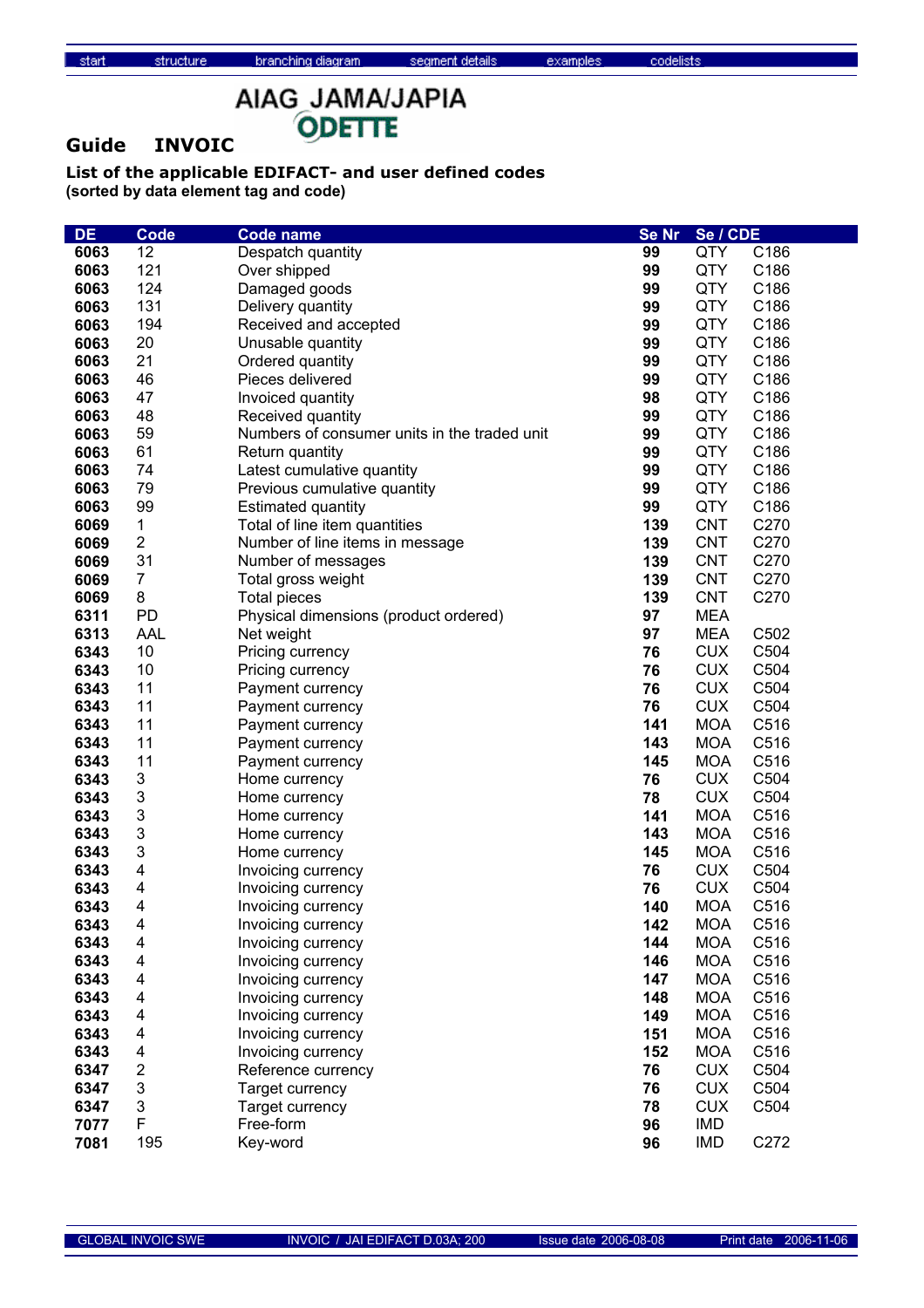## Guide INVOIC

AIAG JAMA/JAPIA ODETTE

**List of the applicable EDIFACT- and user defined codes**
**(sorted by data element tag and code)**

| DE | Code | Code name | Se Nr | Se / CDE | |
|---|---|---|---|---|---|
| **6063** | 12 | Despatch quantity | **99** | QTY | C186 |
| **6063** | 121 | Over shipped | **99** | QTY | C186 |
| **6063** | 124 | Damaged goods | **99** | QTY | C186 |
| **6063** | 131 | Delivery quantity | **99** | QTY | C186 |
| **6063** | 194 | Received and accepted | **99** | QTY | C186 |
| **6063** | 20 | Unusable quantity | **99** | QTY | C186 |
| **6063** | 21 | Ordered quantity | **99** | QTY | C186 |
| **6063** | 46 | Pieces delivered | **99** | QTY | C186 |
| **6063** | 47 | Invoiced quantity | **98** | QTY | C186 |
| **6063** | 48 | Received quantity | **99** | QTY | C186 |
| **6063** | 59 | Numbers of consumer units in the traded unit | **99** | QTY | C186 |
| **6063** | 61 | Return quantity | **99** | QTY | C186 |
| **6063** | 74 | Latest cumulative quantity | **99** | QTY | C186 |
| **6063** | 79 | Previous cumulative quantity | **99** | QTY | C186 |
| **6063** | 99 | Estimated quantity | **99** | QTY | C186 |
| **6069** | 1 | Total of line item quantities | **139** | CNT | C270 |
| **6069** | 2 | Number of line items in message | **139** | CNT | C270 |
| **6069** | 31 | Number of messages | **139** | CNT | C270 |
| **6069** | 7 | Total gross weight | **139** | CNT | C270 |
| **6069** | 8 | Total pieces | **139** | CNT | C270 |
| **6311** | PD | Physical dimensions (product ordered) | **97** | MEA | |
| **6313** | AAL | Net weight | **97** | MEA | C502 |
| **6343** | 10 | Pricing currency | **76** | CUX | C504 |
| **6343** | 10 | Pricing currency | **76** | CUX | C504 |
| **6343** | 11 | Payment currency | **76** | CUX | C504 |
| **6343** | 11 | Payment currency | **76** | CUX | C504 |
| **6343** | 11 | Payment currency | **141** | MOA | C516 |
| **6343** | 11 | Payment currency | **143** | MOA | C516 |
| **6343** | 11 | Payment currency | **145** | MOA | C516 |
| **6343** | 3 | Home currency | **76** | CUX | C504 |
| **6343** | 3 | Home currency | **78** | CUX | C504 |
| **6343** | 3 | Home currency | **141** | MOA | C516 |
| **6343** | 3 | Home currency | **143** | MOA | C516 |
| **6343** | 3 | Home currency | **145** | MOA | C516 |
| **6343** | 4 | Invoicing currency | **76** | CUX | C504 |
| **6343** | 4 | Invoicing currency | **76** | CUX | C504 |
| **6343** | 4 | Invoicing currency | **140** | MOA | C516 |
| **6343** | 4 | Invoicing currency | **142** | MOA | C516 |
| **6343** | 4 | Invoicing currency | **144** | MOA | C516 |
| **6343** | 4 | Invoicing currency | **146** | MOA | C516 |
| **6343** | 4 | Invoicing currency | **147** | MOA | C516 |
| **6343** | 4 | Invoicing currency | **148** | MOA | C516 |
| **6343** | 4 | Invoicing currency | **149** | MOA | C516 |
| **6343** | 4 | Invoicing currency | **151** | MOA | C516 |
| **6343** | 4 | Invoicing currency | **152** | MOA | C516 |
| **6347** | 2 | Reference currency | **76** | CUX | C504 |
| **6347** | 3 | Target currency | **76** | CUX | C504 |
| **6347** | 3 | Target currency | **78** | CUX | C504 |
| **7077** | F | Free-form | **96** | IMD | |
| **7081** | 195 | Key-word | **96** | IMD | C272 |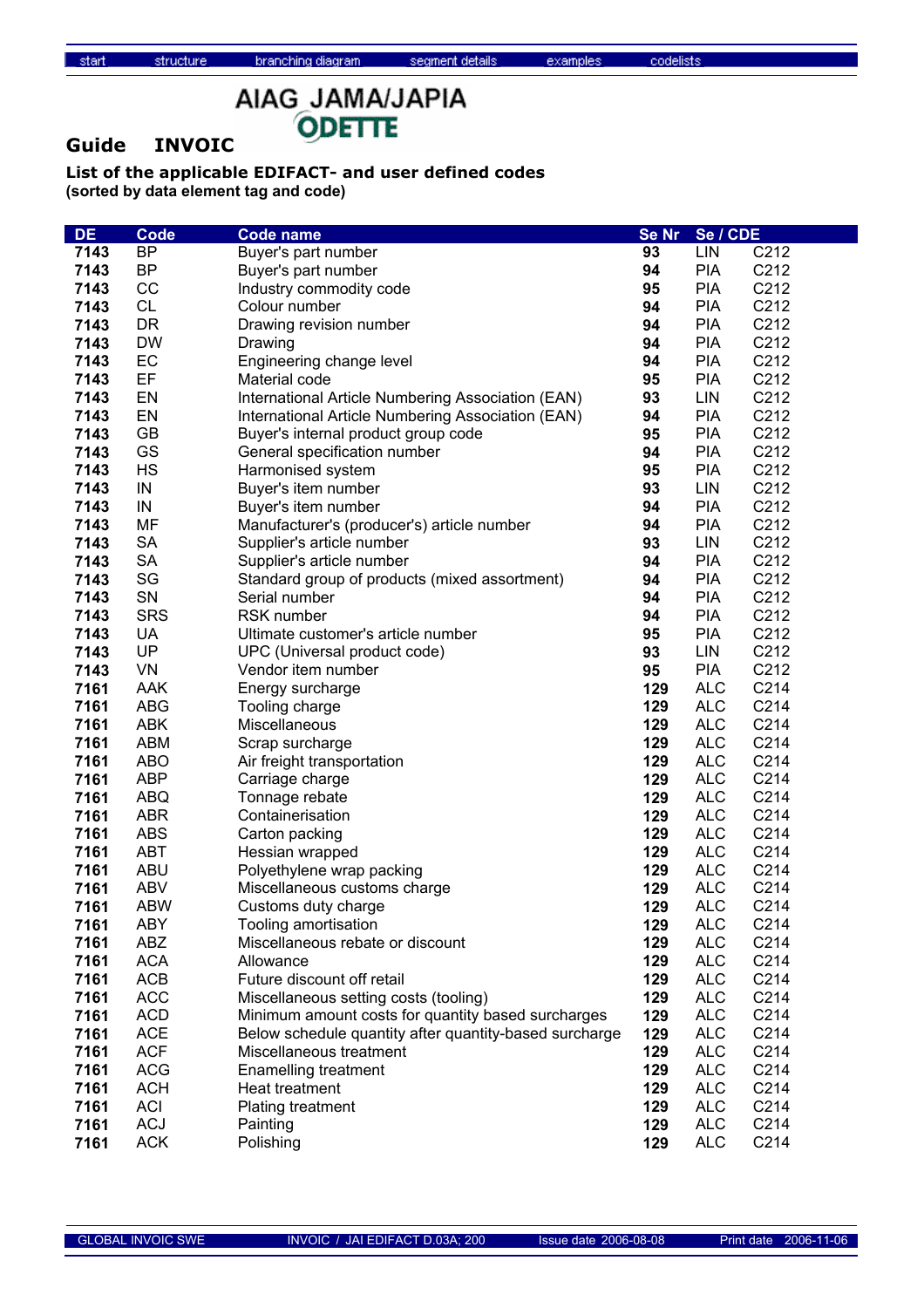start structure branching diagram segment details examples codelists

AIAG JAMA/JAPIA ODETTE

## Guide INVOIC

### List of the applicable EDIFACT- and user defined codes

**(sorted by data element tag and code)**

| DE | Code | Code name | Se Nr | Se / CDE | |
|---|---|---|---|---|---|
| 7143 | BP | Buyer's part number | 93 | LIN | C212 |
| 7143 | BP | Buyer's part number | 94 | PIA | C212 |
| 7143 | CC | Industry commodity code | 95 | PIA | C212 |
| 7143 | CL | Colour number | 94 | PIA | C212 |
| 7143 | DR | Drawing revision number | 94 | PIA | C212 |
| 7143 | DW | Drawing | 94 | PIA | C212 |
| 7143 | EC | Engineering change level | 94 | PIA | C212 |
| 7143 | EF | Material code | 95 | PIA | C212 |
| 7143 | EN | International Article Numbering Association (EAN) | 93 | LIN | C212 |
| 7143 | EN | International Article Numbering Association (EAN) | 94 | PIA | C212 |
| 7143 | GB | Buyer's internal product group code | 95 | PIA | C212 |
| 7143 | GS | General specification number | 94 | PIA | C212 |
| 7143 | HS | Harmonised system | 95 | PIA | C212 |
| 7143 | IN | Buyer's item number | 93 | LIN | C212 |
| 7143 | IN | Buyer's item number | 94 | PIA | C212 |
| 7143 | MF | Manufacturer's (producer's) article number | 94 | PIA | C212 |
| 7143 | SA | Supplier's article number | 93 | LIN | C212 |
| 7143 | SA | Supplier's article number | 94 | PIA | C212 |
| 7143 | SG | Standard group of products (mixed assortment) | 94 | PIA | C212 |
| 7143 | SN | Serial number | 94 | PIA | C212 |
| 7143 | SRS | RSK number | 94 | PIA | C212 |
| 7143 | UA | Ultimate customer's article number | 95 | PIA | C212 |
| 7143 | UP | UPC (Universal product code) | 93 | LIN | C212 |
| 7143 | VN | Vendor item number | 95 | PIA | C212 |
| 7161 | AAK | Energy surcharge | 129 | ALC | C214 |
| 7161 | ABG | Tooling charge | 129 | ALC | C214 |
| 7161 | ABK | Miscellaneous | 129 | ALC | C214 |
| 7161 | ABM | Scrap surcharge | 129 | ALC | C214 |
| 7161 | ABO | Air freight transportation | 129 | ALC | C214 |
| 7161 | ABP | Carriage charge | 129 | ALC | C214 |
| 7161 | ABQ | Tonnage rebate | 129 | ALC | C214 |
| 7161 | ABR | Containerisation | 129 | ALC | C214 |
| 7161 | ABS | Carton packing | 129 | ALC | C214 |
| 7161 | ABT | Hessian wrapped | 129 | ALC | C214 |
| 7161 | ABU | Polyethylene wrap packing | 129 | ALC | C214 |
| 7161 | ABV | Miscellaneous customs charge | 129 | ALC | C214 |
| 7161 | ABW | Customs duty charge | 129 | ALC | C214 |
| 7161 | ABY | Tooling amortisation | 129 | ALC | C214 |
| 7161 | ABZ | Miscellaneous rebate or discount | 129 | ALC | C214 |
| 7161 | ACA | Allowance | 129 | ALC | C214 |
| 7161 | ACB | Future discount off retail | 129 | ALC | C214 |
| 7161 | ACC | Miscellaneous setting costs (tooling) | 129 | ALC | C214 |
| 7161 | ACD | Minimum amount costs for quantity based surcharges | 129 | ALC | C214 |
| 7161 | ACE | Below schedule quantity after quantity-based surcharge | 129 | ALC | C214 |
| 7161 | ACF | Miscellaneous treatment | 129 | ALC | C214 |
| 7161 | ACG | Enamelling treatment | 129 | ALC | C214 |
| 7161 | ACH | Heat treatment | 129 | ALC | C214 |
| 7161 | ACI | Plating treatment | 129 | ALC | C214 |
| 7161 | ACJ | Painting | 129 | ALC | C214 |
| 7161 | ACK | Polishing | 129 | ALC | C214 |

GLOBAL INVOIC SWE INVOIC / JAI EDIFACT D.03A; 200 Issue date 2006-08-08 Print date 2006-11-06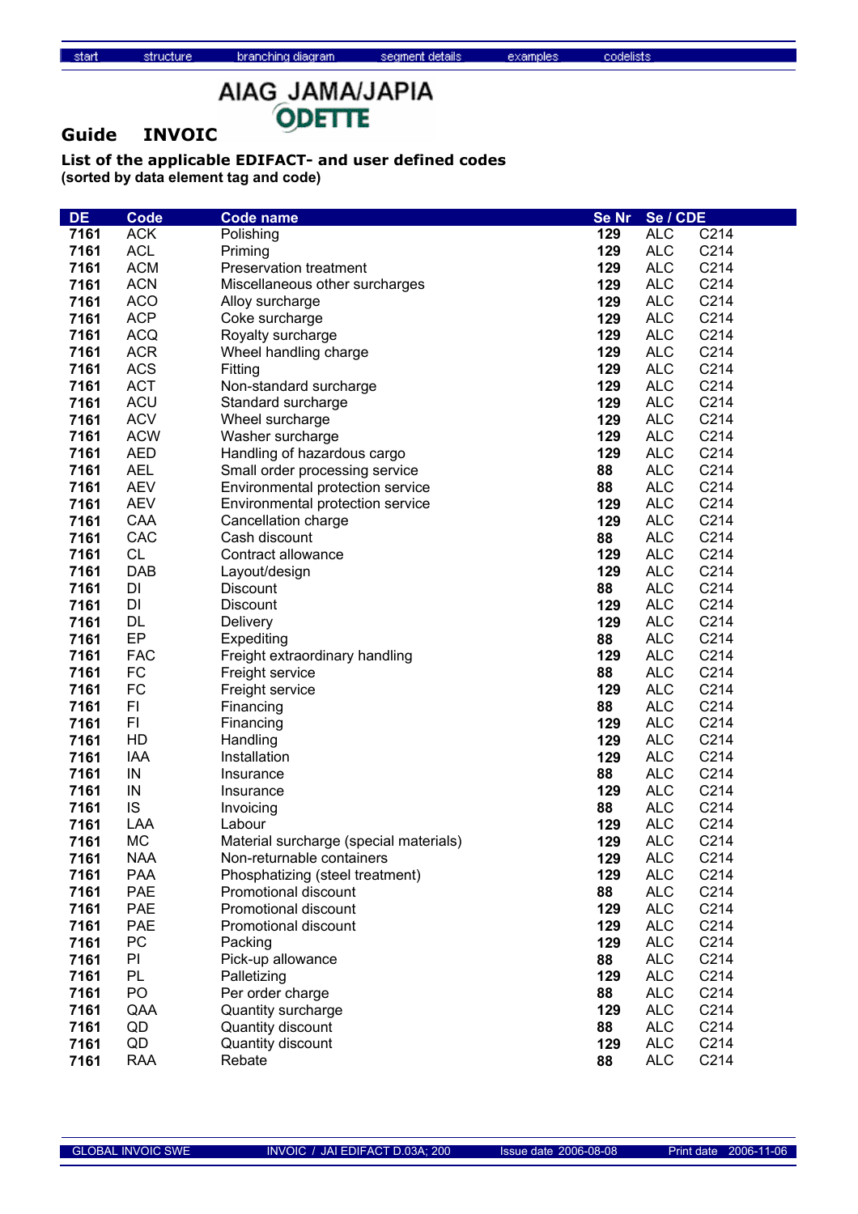start structure branching diagram segment details examples codelists

AIAG JAMA/JAPIA ODETTE

## Guide INVOIC

### List of the applicable EDIFACT- and user defined codes
**(sorted by data element tag and code)**

| DE | Code | Code name | Se Nr | Se / CDE | |
|---|---|---|---|---|---|
| 7161 | ACK | Polishing | 129 | ALC | C214 |
| 7161 | ACL | Priming | 129 | ALC | C214 |
| 7161 | ACM | Preservation treatment | 129 | ALC | C214 |
| 7161 | ACN | Miscellaneous other surcharges | 129 | ALC | C214 |
| 7161 | ACO | Alloy surcharge | 129 | ALC | C214 |
| 7161 | ACP | Coke surcharge | 129 | ALC | C214 |
| 7161 | ACQ | Royalty surcharge | 129 | ALC | C214 |
| 7161 | ACR | Wheel handling charge | 129 | ALC | C214 |
| 7161 | ACS | Fitting | 129 | ALC | C214 |
| 7161 | ACT | Non-standard surcharge | 129 | ALC | C214 |
| 7161 | ACU | Standard surcharge | 129 | ALC | C214 |
| 7161 | ACV | Wheel surcharge | 129 | ALC | C214 |
| 7161 | ACW | Washer surcharge | 129 | ALC | C214 |
| 7161 | AED | Handling of hazardous cargo | 129 | ALC | C214 |
| 7161 | AEL | Small order processing service | 88 | ALC | C214 |
| 7161 | AEV | Environmental protection service | 88 | ALC | C214 |
| 7161 | AEV | Environmental protection service | 129 | ALC | C214 |
| 7161 | CAA | Cancellation charge | 129 | ALC | C214 |
| 7161 | CAC | Cash discount | 88 | ALC | C214 |
| 7161 | CL | Contract allowance | 129 | ALC | C214 |
| 7161 | DAB | Layout/design | 129 | ALC | C214 |
| 7161 | DI | Discount | 88 | ALC | C214 |
| 7161 | DI | Discount | 129 | ALC | C214 |
| 7161 | DL | Delivery | 129 | ALC | C214 |
| 7161 | EP | Expediting | 88 | ALC | C214 |
| 7161 | FAC | Freight extraordinary handling | 129 | ALC | C214 |
| 7161 | FC | Freight service | 88 | ALC | C214 |
| 7161 | FC | Freight service | 129 | ALC | C214 |
| 7161 | FI | Financing | 88 | ALC | C214 |
| 7161 | FI | Financing | 129 | ALC | C214 |
| 7161 | HD | Handling | 129 | ALC | C214 |
| 7161 | IAA | Installation | 129 | ALC | C214 |
| 7161 | IN | Insurance | 88 | ALC | C214 |
| 7161 | IN | Insurance | 129 | ALC | C214 |
| 7161 | IS | Invoicing | 88 | ALC | C214 |
| 7161 | LAA | Labour | 129 | ALC | C214 |
| 7161 | MC | Material surcharge (special materials) | 129 | ALC | C214 |
| 7161 | NAA | Non-returnable containers | 129 | ALC | C214 |
| 7161 | PAA | Phosphatizing (steel treatment) | 129 | ALC | C214 |
| 7161 | PAE | Promotional discount | 88 | ALC | C214 |
| 7161 | PAE | Promotional discount | 129 | ALC | C214 |
| 7161 | PAE | Promotional discount | 129 | ALC | C214 |
| 7161 | PC | Packing | 129 | ALC | C214 |
| 7161 | PI | Pick-up allowance | 88 | ALC | C214 |
| 7161 | PL | Palletizing | 129 | ALC | C214 |
| 7161 | PO | Per order charge | 88 | ALC | C214 |
| 7161 | QAA | Quantity surcharge | 129 | ALC | C214 |
| 7161 | QD | Quantity discount | 88 | ALC | C214 |
| 7161 | QD | Quantity discount | 129 | ALC | C214 |
| 7161 | RAA | Rebate | 88 | ALC | C214 |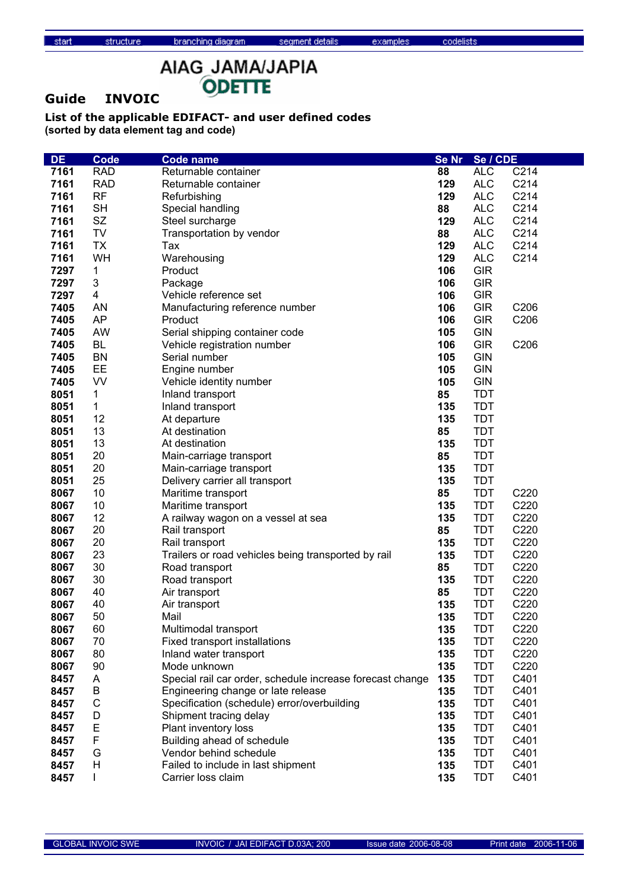AIAG JAMA/JAPIA ODETTE

## Guide INVOIC

### List of the applicable EDIFACT- and user defined codes
**(sorted by data element tag and code)**

| DE | Code | Code name | Se Nr | Se / CDE | |
|---|---|---|---|---|---|
| **7161** | RAD | Returnable container | **88** | ALC | C214 |
| **7161** | RAD | Returnable container | **129** | ALC | C214 |
| **7161** | RF | Refurbishing | **129** | ALC | C214 |
| **7161** | SH | Special handling | **88** | ALC | C214 |
| **7161** | SZ | Steel surcharge | **129** | ALC | C214 |
| **7161** | TV | Transportation by vendor | **88** | ALC | C214 |
| **7161** | TX | Tax | **129** | ALC | C214 |
| **7161** | WH | Warehousing | **129** | ALC | C214 |
| **7297** | 1 | Product | **106** | GIR | |
| **7297** | 3 | Package | **106** | GIR | |
| **7297** | 4 | Vehicle reference set | **106** | GIR | |
| **7405** | AN | Manufacturing reference number | **106** | GIR | C206 |
| **7405** | AP | Product | **106** | GIR | C206 |
| **7405** | AW | Serial shipping container code | **105** | GIN | |
| **7405** | BL | Vehicle registration number | **106** | GIR | C206 |
| **7405** | BN | Serial number | **105** | GIN | |
| **7405** | EE | Engine number | **105** | GIN | |
| **7405** | VV | Vehicle identity number | **105** | GIN | |
| **8051** | 1 | Inland transport | **85** | TDT | |
| **8051** | 1 | Inland transport | **135** | TDT | |
| **8051** | 12 | At departure | **135** | TDT | |
| **8051** | 13 | At destination | **85** | TDT | |
| **8051** | 13 | At destination | **135** | TDT | |
| **8051** | 20 | Main-carriage transport | **85** | TDT | |
| **8051** | 20 | Main-carriage transport | **135** | TDT | |
| **8051** | 25 | Delivery carrier all transport | **135** | TDT | |
| **8067** | 10 | Maritime transport | **85** | TDT | C220 |
| **8067** | 10 | Maritime transport | **135** | TDT | C220 |
| **8067** | 12 | A railway wagon on a vessel at sea | **135** | TDT | C220 |
| **8067** | 20 | Rail transport | **85** | TDT | C220 |
| **8067** | 20 | Rail transport | **135** | TDT | C220 |
| **8067** | 23 | Trailers or road vehicles being transported by rail | **135** | TDT | C220 |
| **8067** | 30 | Road transport | **85** | TDT | C220 |
| **8067** | 30 | Road transport | **135** | TDT | C220 |
| **8067** | 40 | Air transport | **85** | TDT | C220 |
| **8067** | 40 | Air transport | **135** | TDT | C220 |
| **8067** | 50 | Mail | **135** | TDT | C220 |
| **8067** | 60 | Multimodal transport | **135** | TDT | C220 |
| **8067** | 70 | Fixed transport installations | **135** | TDT | C220 |
| **8067** | 80 | Inland water transport | **135** | TDT | C220 |
| **8067** | 90 | Mode unknown | **135** | TDT | C220 |
| **8457** | A | Special rail car order, schedule increase forecast change | **135** | TDT | C401 |
| **8457** | B | Engineering change or late release | **135** | TDT | C401 |
| **8457** | C | Specification (schedule) error/overbuilding | **135** | TDT | C401 |
| **8457** | D | Shipment tracing delay | **135** | TDT | C401 |
| **8457** | E | Plant inventory loss | **135** | TDT | C401 |
| **8457** | F | Building ahead of schedule | **135** | TDT | C401 |
| **8457** | G | Vendor behind schedule | **135** | TDT | C401 |
| **8457** | H | Failed to include in last shipment | **135** | TDT | C401 |
| **8457** | I | Carrier loss claim | **135** | TDT | C401 |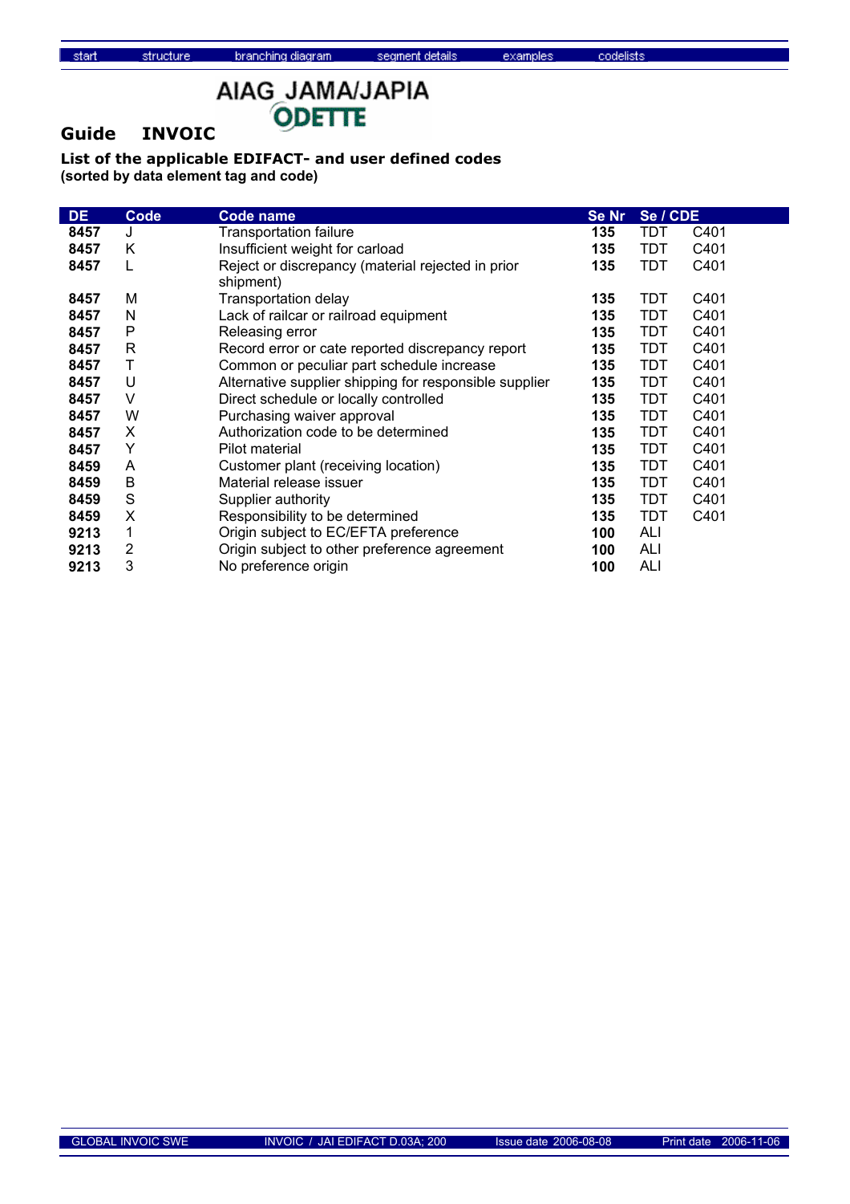start structure branching diagram segment details examples codelists

AIAG JAMA/JAPIA ODETTE

## Guide INVOIC

### List of the applicable EDIFACT- and user defined codes
**(sorted by data element tag and code)**

| DE | Code | Code name | Se Nr | Se / CDE | |
|---|---|---|---|---|---|
| **8457** | J | Transportation failure | **135** | TDT | C401 |
| **8457** | K | Insufficient weight for carload | **135** | TDT | C401 |
| **8457** | L | Reject or discrepancy (material rejected in prior shipment) | **135** | TDT | C401 |
| **8457** | M | Transportation delay | **135** | TDT | C401 |
| **8457** | N | Lack of railcar or railroad equipment | **135** | TDT | C401 |
| **8457** | P | Releasing error | **135** | TDT | C401 |
| **8457** | R | Record error or cate reported discrepancy report | **135** | TDT | C401 |
| **8457** | T | Common or peculiar part schedule increase | **135** | TDT | C401 |
| **8457** | U | Alternative supplier shipping for responsible supplier | **135** | TDT | C401 |
| **8457** | V | Direct schedule or locally controlled | **135** | TDT | C401 |
| **8457** | W | Purchasing waiver approval | **135** | TDT | C401 |
| **8457** | X | Authorization code to be determined | **135** | TDT | C401 |
| **8457** | Y | Pilot material | **135** | TDT | C401 |
| **8459** | A | Customer plant (receiving location) | **135** | TDT | C401 |
| **8459** | B | Material release issuer | **135** | TDT | C401 |
| **8459** | S | Supplier authority | **135** | TDT | C401 |
| **8459** | X | Responsibility to be determined | **135** | TDT | C401 |
| **9213** | 1 | Origin subject to EC/EFTA preference | **100** | ALI | |
| **9213** | 2 | Origin subject to other preference agreement | **100** | ALI | |
| **9213** | 3 | No preference origin | **100** | ALI | |

GLOBAL INVOIC SWE INVOIC / JAI EDIFACT D.03A; 200 Issue date 2006-08-08 Print date 2006-11-06